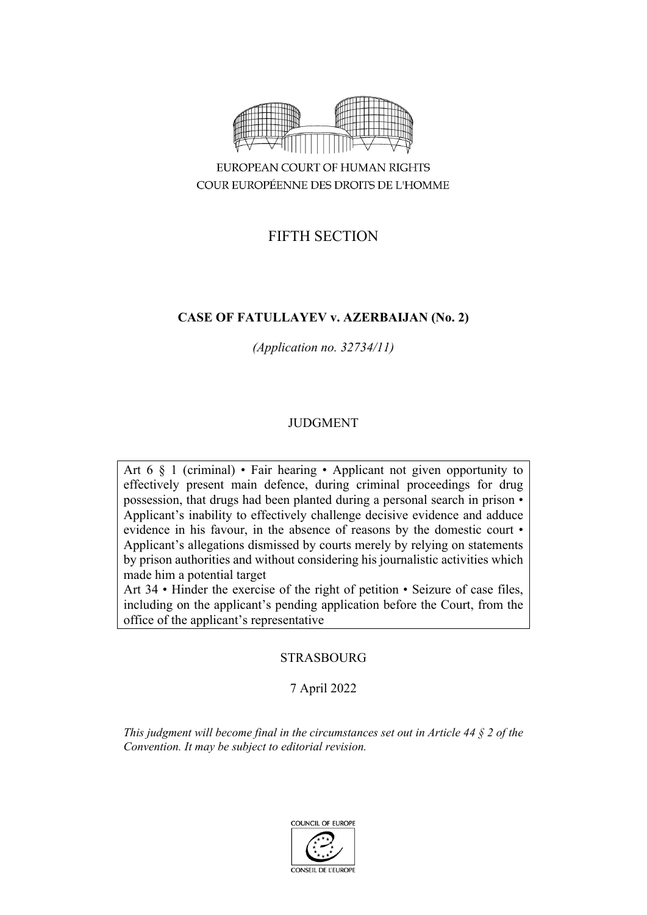EUROPEAN COURT OF HUMAN RIGHTS

COUR EUROPÉENNE DES DROITS DE L'HOMME

FIFTH SECTION

**CASE OF FATULLAYEV v. AZERBAIJAN (No. 2)**

*(Application no. 32734/11)*

JUDGMENT

Art 6 § 1 (criminal) • Fair hearing • Applicant not given opportunity to effectively present main defence, during criminal proceedings for drug possession, that drugs had been planted during a personal search in prison • Applicant's inability to effectively challenge decisive evidence and adduce evidence in his favour, in the absence of reasons by the domestic court • Applicant's allegations dismissed by courts merely by relying on statements by prison authorities and without considering his journalistic activities which made him a potential target

Art 34 • Hinder the exercise of the right of petition • Seizure of case files, including on the applicant's pending application before the Court, from the office of the applicant's representative

STRASBOURG

7 April 2022

*This judgment will become final in the circumstances set out in Article 44 § 2 of the Convention. It may be subject to editorial revision.*

COUNCIL OF EUROPE

CONSEIL DE L'EUROPE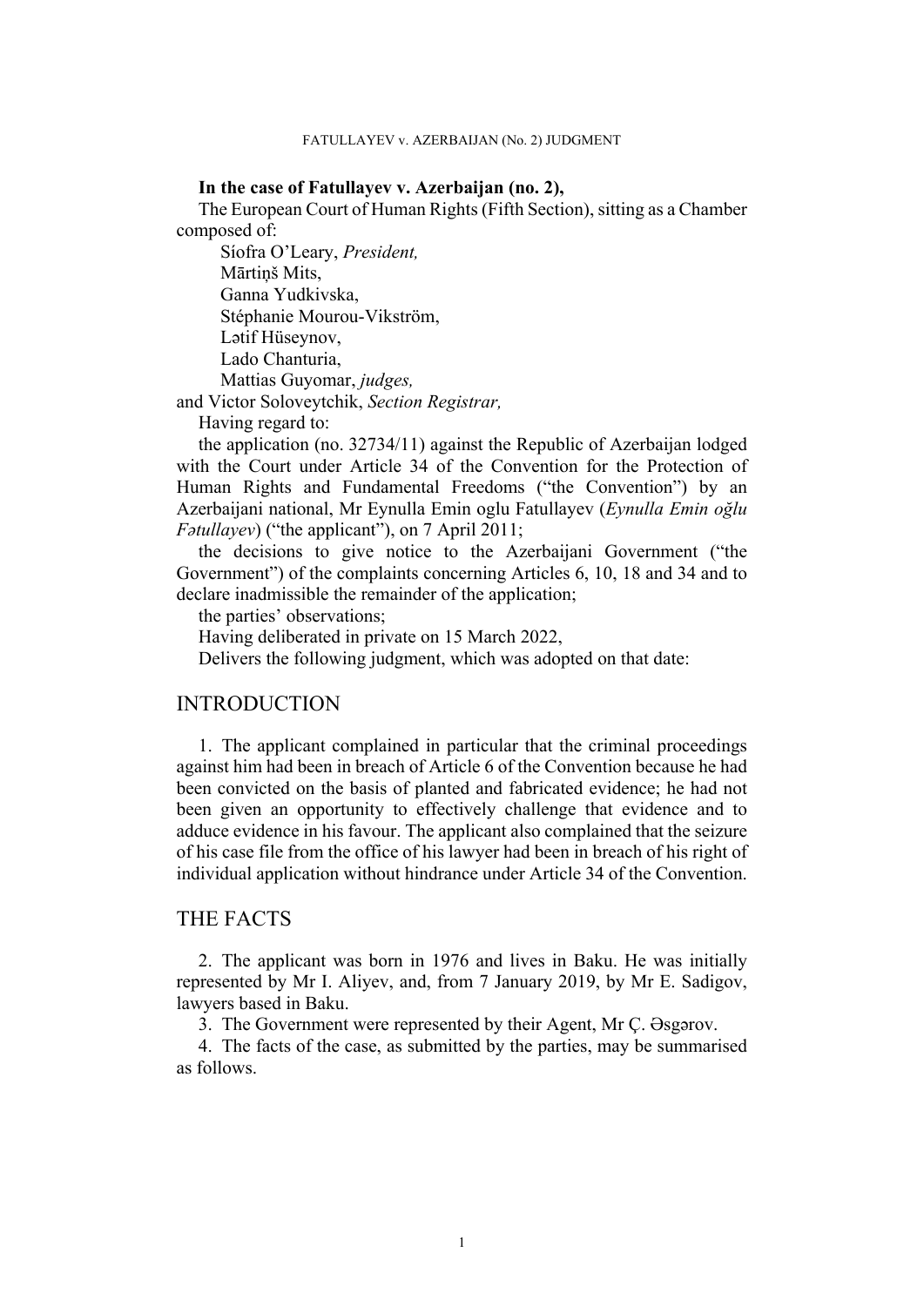**In the case of Fatullayev v. Azerbaijan (no. 2),**

The European Court of Human Rights (Fifth Section), sitting as a Chamber composed of:

Síofra O'Leary, *President,*
Mārtiņš Mits,
Ganna Yudkivska,
Stéphanie Mourou-Vikström,
Lətif Hüseynov,
Lado Chanturia,
Mattias Guyomar, *judges,*
and Victor Soloveytchik, *Section Registrar,*

Having regard to:

the application (no. 32734/11) against the Republic of Azerbaijan lodged with the Court under Article 34 of the Convention for the Protection of Human Rights and Fundamental Freedoms ("the Convention") by an Azerbaijani national, Mr Eynulla Emin oglu Fatullayev (*Eynulla Emin oğlu Fətullayev*) ("the applicant"), on 7 April 2011;

the decisions to give notice to the Azerbaijani Government ("the Government") of the complaints concerning Articles 6, 10, 18 and 34 and to declare inadmissible the remainder of the application;

the parties' observations;

Having deliberated in private on 15 March 2022,

Delivers the following judgment, which was adopted on that date:

## INTRODUCTION

1. The applicant complained in particular that the criminal proceedings against him had been in breach of Article 6 of the Convention because he had been convicted on the basis of planted and fabricated evidence; he had not been given an opportunity to effectively challenge that evidence and to adduce evidence in his favour. The applicant also complained that the seizure of his case file from the office of his lawyer had been in breach of his right of individual application without hindrance under Article 34 of the Convention.

## THE FACTS

2. The applicant was born in 1976 and lives in Baku. He was initially represented by Mr I. Aliyev, and, from 7 January 2019, by Mr E. Sadigov, lawyers based in Baku.

3. The Government were represented by their Agent, Mr Ç. Əsgərov.

4. The facts of the case, as submitted by the parties, may be summarised as follows.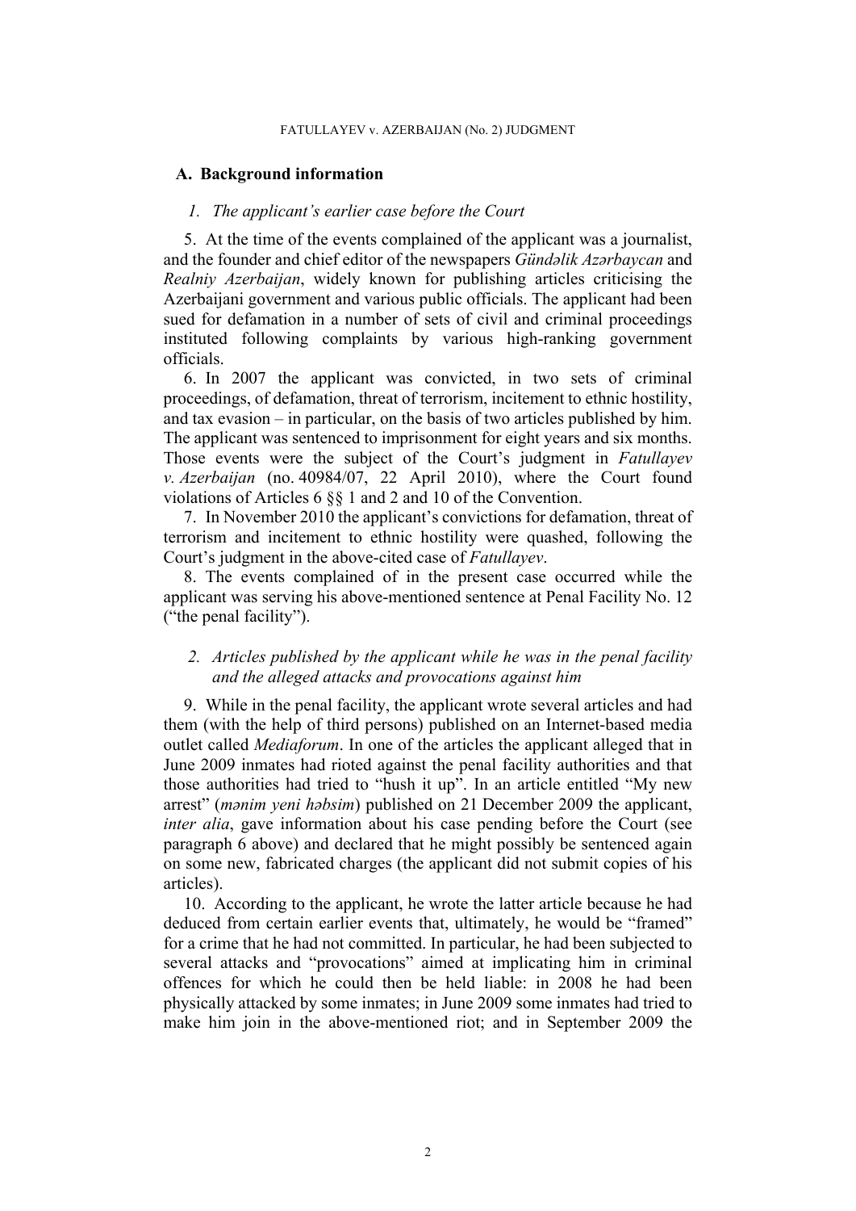## A. Background information

### *1. The applicant's earlier case before the Court*

5. At the time of the events complained of the applicant was a journalist, and the founder and chief editor of the newspapers *Gündəlik Azərbaycan* and *Realniy Azerbaijan*, widely known for publishing articles criticising the Azerbaijani government and various public officials. The applicant had been sued for defamation in a number of sets of civil and criminal proceedings instituted following complaints by various high-ranking government officials.

6. In 2007 the applicant was convicted, in two sets of criminal proceedings, of defamation, threat of terrorism, incitement to ethnic hostility, and tax evasion – in particular, on the basis of two articles published by him. The applicant was sentenced to imprisonment for eight years and six months. Those events were the subject of the Court's judgment in *Fatullayev v. Azerbaijan* (no. 40984/07, 22 April 2010), where the Court found violations of Articles 6 §§ 1 and 2 and 10 of the Convention.

7. In November 2010 the applicant's convictions for defamation, threat of terrorism and incitement to ethnic hostility were quashed, following the Court's judgment in the above-cited case of *Fatullayev*.

8. The events complained of in the present case occurred while the applicant was serving his above-mentioned sentence at Penal Facility No. 12 ("the penal facility").

### *2. Articles published by the applicant while he was in the penal facility and the alleged attacks and provocations against him*

9. While in the penal facility, the applicant wrote several articles and had them (with the help of third persons) published on an Internet-based media outlet called *Mediaforum*. In one of the articles the applicant alleged that in June 2009 inmates had rioted against the penal facility authorities and that those authorities had tried to "hush it up". In an article entitled "My new arrest" (*mənim yeni həbsim*) published on 21 December 2009 the applicant, *inter alia*, gave information about his case pending before the Court (see paragraph 6 above) and declared that he might possibly be sentenced again on some new, fabricated charges (the applicant did not submit copies of his articles).

10. According to the applicant, he wrote the latter article because he had deduced from certain earlier events that, ultimately, he would be "framed" for a crime that he had not committed. In particular, he had been subjected to several attacks and "provocations" aimed at implicating him in criminal offences for which he could then be held liable: in 2008 he had been physically attacked by some inmates; in June 2009 some inmates had tried to make him join in the above-mentioned riot; and in September 2009 the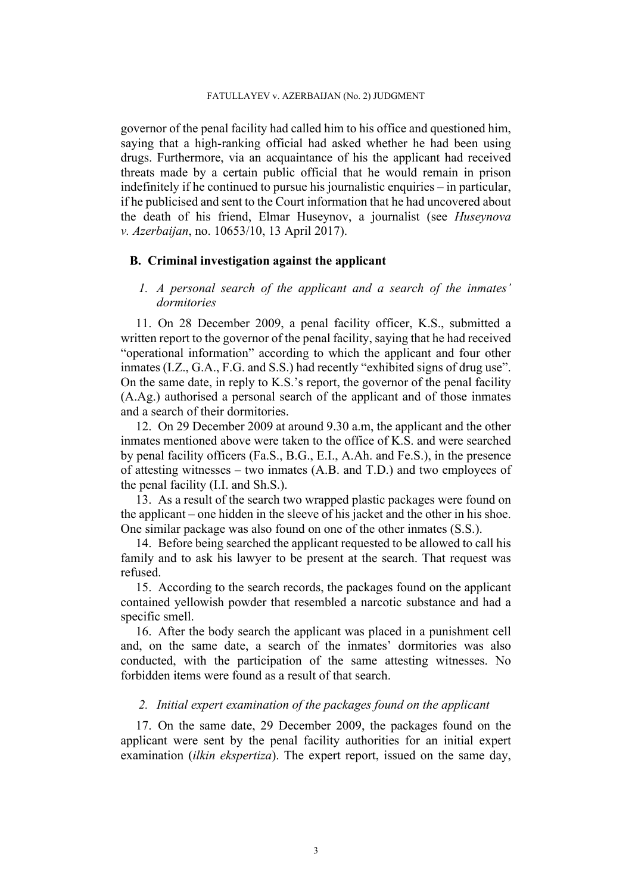governor of the penal facility had called him to his office and questioned him, saying that a high-ranking official had asked whether he had been using drugs. Furthermore, via an acquaintance of his the applicant had received threats made by a certain public official that he would remain in prison indefinitely if he continued to pursue his journalistic enquiries – in particular, if he publicised and sent to the Court information that he had uncovered about the death of his friend, Elmar Huseynov, a journalist (see *Huseynova v. Azerbaijan*, no. 10653/10, 13 April 2017).

## B. Criminal investigation against the applicant

### *1. A personal search of the applicant and a search of the inmates' dormitories*

11. On 28 December 2009, a penal facility officer, K.S., submitted a written report to the governor of the penal facility, saying that he had received "operational information" according to which the applicant and four other inmates (I.Z., G.A., F.G. and S.S.) had recently "exhibited signs of drug use". On the same date, in reply to K.S.'s report, the governor of the penal facility (A.Ag.) authorised a personal search of the applicant and of those inmates and a search of their dormitories.

12. On 29 December 2009 at around 9.30 a.m, the applicant and the other inmates mentioned above were taken to the office of K.S. and were searched by penal facility officers (Fa.S., B.G., E.I., A.Ah. and Fe.S.), in the presence of attesting witnesses – two inmates (A.B. and T.D.) and two employees of the penal facility (I.I. and Sh.S.).

13. As a result of the search two wrapped plastic packages were found on the applicant – one hidden in the sleeve of his jacket and the other in his shoe. One similar package was also found on one of the other inmates (S.S.).

14. Before being searched the applicant requested to be allowed to call his family and to ask his lawyer to be present at the search. That request was refused.

15. According to the search records, the packages found on the applicant contained yellowish powder that resembled a narcotic substance and had a specific smell.

16. After the body search the applicant was placed in a punishment cell and, on the same date, a search of the inmates' dormitories was also conducted, with the participation of the same attesting witnesses. No forbidden items were found as a result of that search.

### *2. Initial expert examination of the packages found on the applicant*

17. On the same date, 29 December 2009, the packages found on the applicant were sent by the penal facility authorities for an initial expert examination (*ilkin ekspertiza*). The expert report, issued on the same day,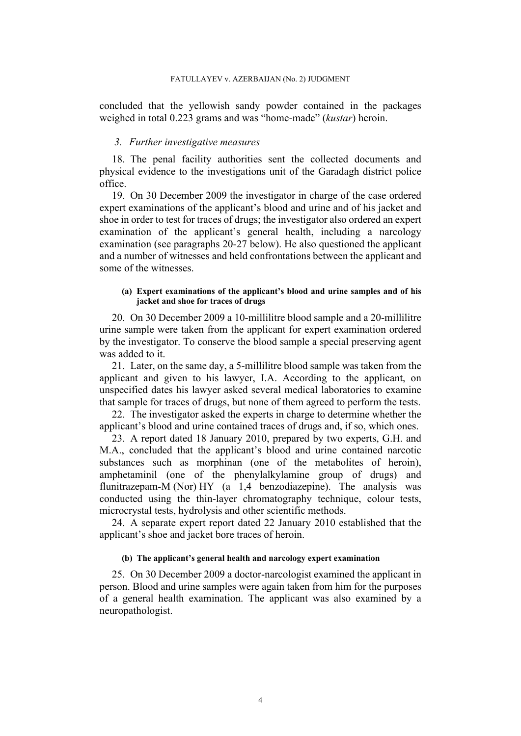concluded that the yellowish sandy powder contained in the packages weighed in total 0.223 grams and was "home-made" (*kustar*) heroin.

### *3. Further investigative measures*

18. The penal facility authorities sent the collected documents and physical evidence to the investigations unit of the Garadagh district police office.

19. On 30 December 2009 the investigator in charge of the case ordered expert examinations of the applicant's blood and urine and of his jacket and shoe in order to test for traces of drugs; the investigator also ordered an expert examination of the applicant's general health, including a narcology examination (see paragraphs 20-27 below). He also questioned the applicant and a number of witnesses and held confrontations between the applicant and some of the witnesses.

#### **(a) Expert examinations of the applicant's blood and urine samples and of his jacket and shoe for traces of drugs**

20. On 30 December 2009 a 10-millilitre blood sample and a 20-millilitre urine sample were taken from the applicant for expert examination ordered by the investigator. To conserve the blood sample a special preserving agent was added to it.

21. Later, on the same day, a 5-millilitre blood sample was taken from the applicant and given to his lawyer, I.A. According to the applicant, on unspecified dates his lawyer asked several medical laboratories to examine that sample for traces of drugs, but none of them agreed to perform the tests.

22. The investigator asked the experts in charge to determine whether the applicant's blood and urine contained traces of drugs and, if so, which ones.

23. A report dated 18 January 2010, prepared by two experts, G.H. and M.A., concluded that the applicant's blood and urine contained narcotic substances such as morphinan (one of the metabolites of heroin), amphetaminil (one of the phenylalkylamine group of drugs) and flunitrazepam-M (Nor) HY (a 1,4 benzodiazepine). The analysis was conducted using the thin-layer chromatography technique, colour tests, microcrystal tests, hydrolysis and other scientific methods.

24. A separate expert report dated 22 January 2010 established that the applicant's shoe and jacket bore traces of heroin.

#### **(b) The applicant's general health and narcology expert examination**

25. On 30 December 2009 a doctor-narcologist examined the applicant in person. Blood and urine samples were again taken from him for the purposes of a general health examination. The applicant was also examined by a neuropathologist.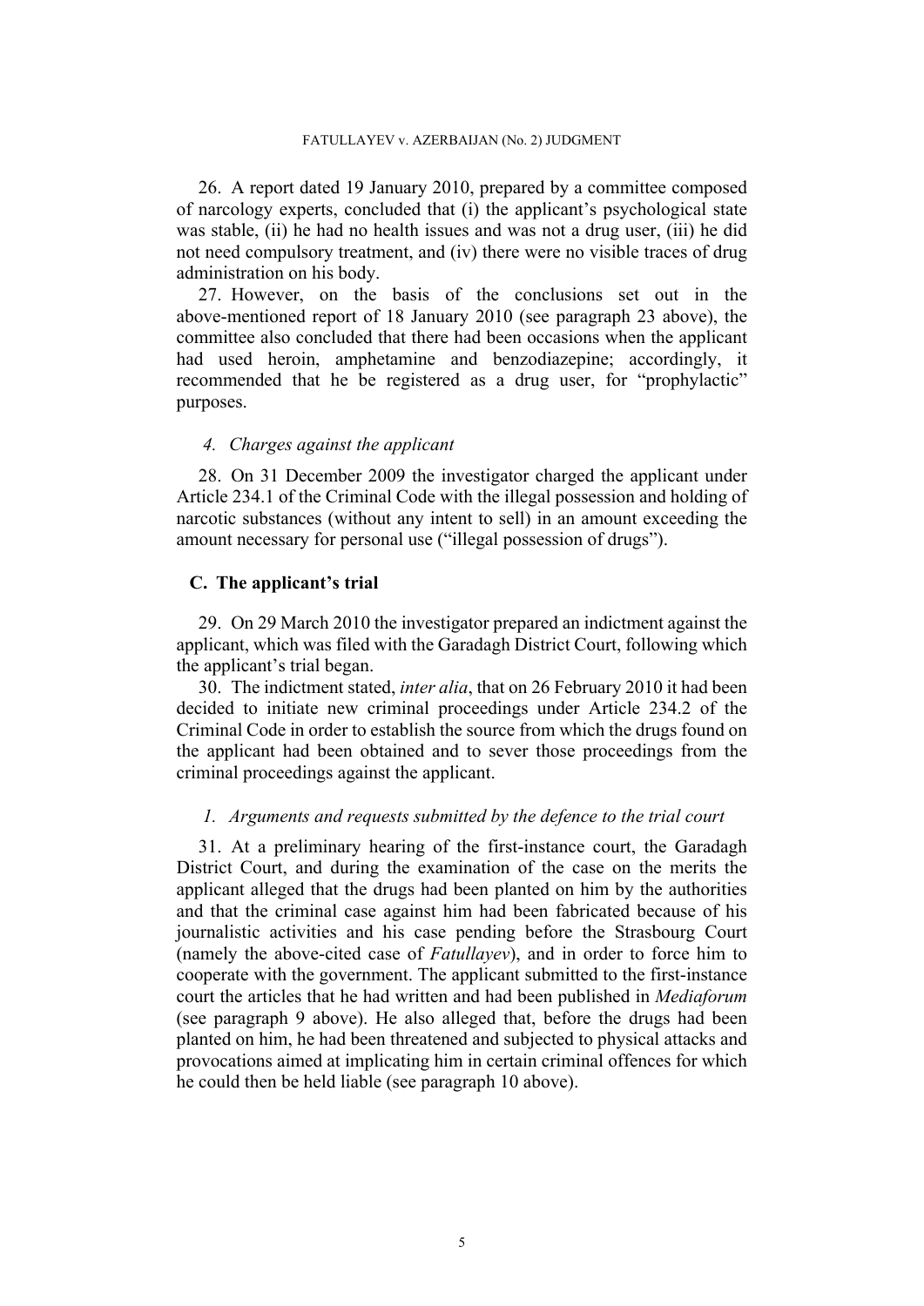26. A report dated 19 January 2010, prepared by a committee composed of narcology experts, concluded that (i) the applicant's psychological state was stable, (ii) he had no health issues and was not a drug user, (iii) he did not need compulsory treatment, and (iv) there were no visible traces of drug administration on his body.

27. However, on the basis of the conclusions set out in the above-mentioned report of 18 January 2010 (see paragraph 23 above), the committee also concluded that there had been occasions when the applicant had used heroin, amphetamine and benzodiazepine; accordingly, it recommended that he be registered as a drug user, for "prophylactic" purposes.

#### *4. Charges against the applicant*

28. On 31 December 2009 the investigator charged the applicant under Article 234.1 of the Criminal Code with the illegal possession and holding of narcotic substances (without any intent to sell) in an amount exceeding the amount necessary for personal use ("illegal possession of drugs").

### C. The applicant's trial

29. On 29 March 2010 the investigator prepared an indictment against the applicant, which was filed with the Garadagh District Court, following which the applicant's trial began.

30. The indictment stated, *inter alia*, that on 26 February 2010 it had been decided to initiate new criminal proceedings under Article 234.2 of the Criminal Code in order to establish the source from which the drugs found on the applicant had been obtained and to sever those proceedings from the criminal proceedings against the applicant.

#### *1. Arguments and requests submitted by the defence to the trial court*

31. At a preliminary hearing of the first-instance court, the Garadagh District Court, and during the examination of the case on the merits the applicant alleged that the drugs had been planted on him by the authorities and that the criminal case against him had been fabricated because of his journalistic activities and his case pending before the Strasbourg Court (namely the above-cited case of *Fatullayev*), and in order to force him to cooperate with the government. The applicant submitted to the first-instance court the articles that he had written and had been published in *Mediaforum* (see paragraph 9 above). He also alleged that, before the drugs had been planted on him, he had been threatened and subjected to physical attacks and provocations aimed at implicating him in certain criminal offences for which he could then be held liable (see paragraph 10 above).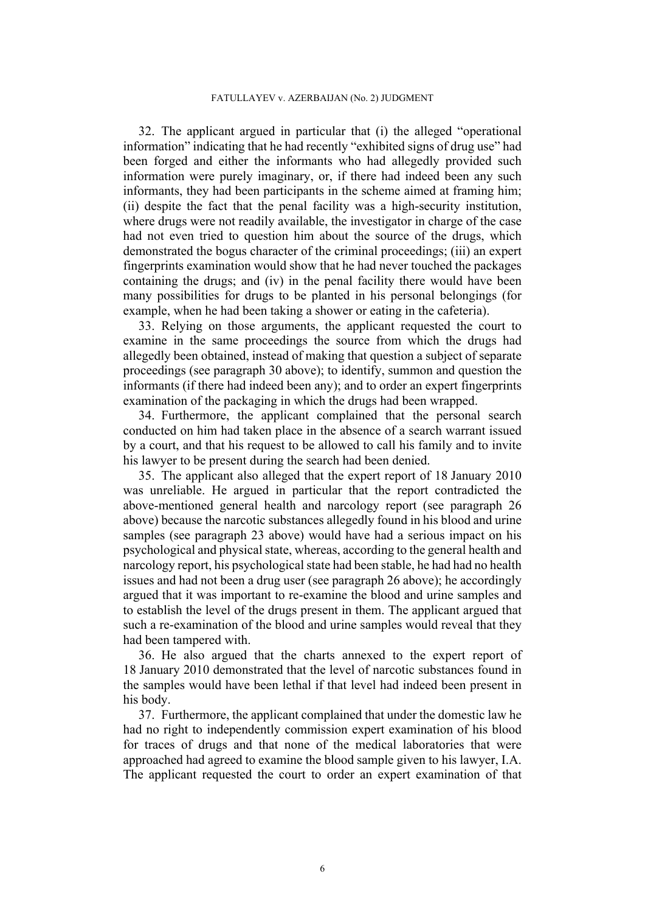32. The applicant argued in particular that (i) the alleged "operational information" indicating that he had recently "exhibited signs of drug use" had been forged and either the informants who had allegedly provided such information were purely imaginary, or, if there had indeed been any such informants, they had been participants in the scheme aimed at framing him; (ii) despite the fact that the penal facility was a high-security institution, where drugs were not readily available, the investigator in charge of the case had not even tried to question him about the source of the drugs, which demonstrated the bogus character of the criminal proceedings; (iii) an expert fingerprints examination would show that he had never touched the packages containing the drugs; and (iv) in the penal facility there would have been many possibilities for drugs to be planted in his personal belongings (for example, when he had been taking a shower or eating in the cafeteria).

33. Relying on those arguments, the applicant requested the court to examine in the same proceedings the source from which the drugs had allegedly been obtained, instead of making that question a subject of separate proceedings (see paragraph 30 above); to identify, summon and question the informants (if there had indeed been any); and to order an expert fingerprints examination of the packaging in which the drugs had been wrapped.

34. Furthermore, the applicant complained that the personal search conducted on him had taken place in the absence of a search warrant issued by a court, and that his request to be allowed to call his family and to invite his lawyer to be present during the search had been denied.

35. The applicant also alleged that the expert report of 18 January 2010 was unreliable. He argued in particular that the report contradicted the above-mentioned general health and narcology report (see paragraph 26 above) because the narcotic substances allegedly found in his blood and urine samples (see paragraph 23 above) would have had a serious impact on his psychological and physical state, whereas, according to the general health and narcology report, his psychological state had been stable, he had had no health issues and had not been a drug user (see paragraph 26 above); he accordingly argued that it was important to re-examine the blood and urine samples and to establish the level of the drugs present in them. The applicant argued that such a re-examination of the blood and urine samples would reveal that they had been tampered with.

36. He also argued that the charts annexed to the expert report of 18 January 2010 demonstrated that the level of narcotic substances found in the samples would have been lethal if that level had indeed been present in his body.

37. Furthermore, the applicant complained that under the domestic law he had no right to independently commission expert examination of his blood for traces of drugs and that none of the medical laboratories that were approached had agreed to examine the blood sample given to his lawyer, I.A. The applicant requested the court to order an expert examination of that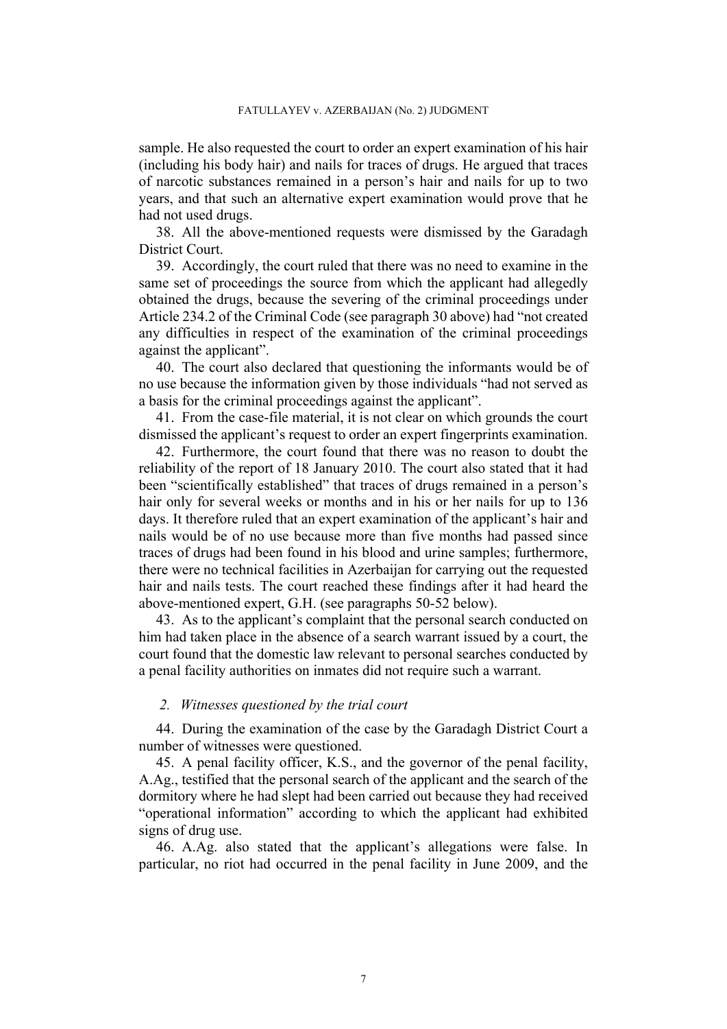sample. He also requested the court to order an expert examination of his hair (including his body hair) and nails for traces of drugs. He argued that traces of narcotic substances remained in a person's hair and nails for up to two years, and that such an alternative expert examination would prove that he had not used drugs.

38. All the above-mentioned requests were dismissed by the Garadagh District Court.

39. Accordingly, the court ruled that there was no need to examine in the same set of proceedings the source from which the applicant had allegedly obtained the drugs, because the severing of the criminal proceedings under Article 234.2 of the Criminal Code (see paragraph 30 above) had "not created any difficulties in respect of the examination of the criminal proceedings against the applicant".

40. The court also declared that questioning the informants would be of no use because the information given by those individuals "had not served as a basis for the criminal proceedings against the applicant".

41. From the case-file material, it is not clear on which grounds the court dismissed the applicant's request to order an expert fingerprints examination.

42. Furthermore, the court found that there was no reason to doubt the reliability of the report of 18 January 2010. The court also stated that it had been "scientifically established" that traces of drugs remained in a person's hair only for several weeks or months and in his or her nails for up to 136 days. It therefore ruled that an expert examination of the applicant's hair and nails would be of no use because more than five months had passed since traces of drugs had been found in his blood and urine samples; furthermore, there were no technical facilities in Azerbaijan for carrying out the requested hair and nails tests. The court reached these findings after it had heard the above-mentioned expert, G.H. (see paragraphs 50-52 below).

43. As to the applicant's complaint that the personal search conducted on him had taken place in the absence of a search warrant issued by a court, the court found that the domestic law relevant to personal searches conducted by a penal facility authorities on inmates did not require such a warrant.

### *2. Witnesses questioned by the trial court*

44. During the examination of the case by the Garadagh District Court a number of witnesses were questioned.

45. A penal facility officer, K.S., and the governor of the penal facility, A.Ag., testified that the personal search of the applicant and the search of the dormitory where he had slept had been carried out because they had received "operational information" according to which the applicant had exhibited signs of drug use.

46. A.Ag. also stated that the applicant's allegations were false. In particular, no riot had occurred in the penal facility in June 2009, and the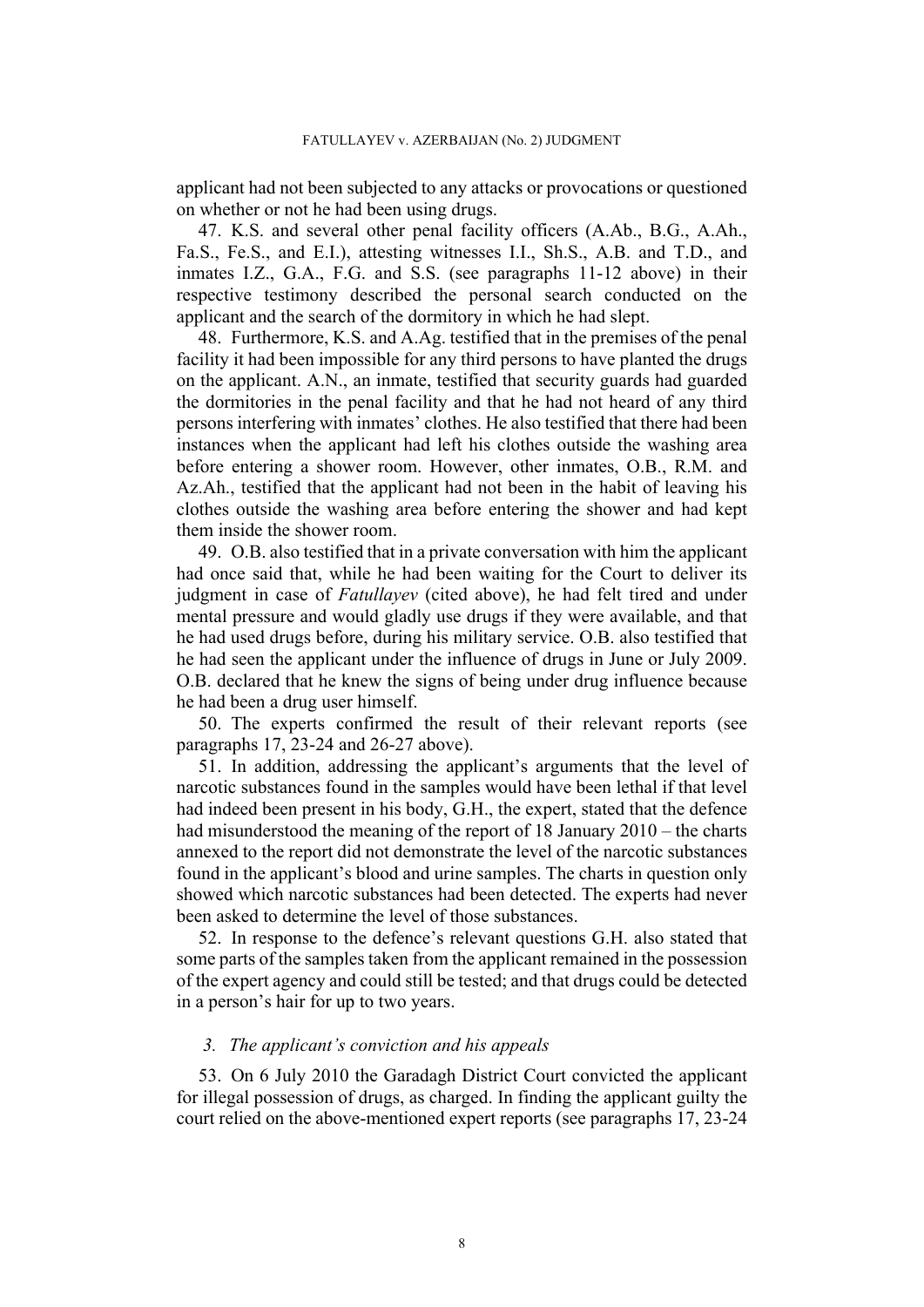applicant had not been subjected to any attacks or provocations or questioned on whether or not he had been using drugs.

47. K.S. and several other penal facility officers (A.Ab., B.G., A.Ah., Fa.S., Fe.S., and E.I.), attesting witnesses I.I., Sh.S., A.B. and T.D., and inmates I.Z., G.A., F.G. and S.S. (see paragraphs 11-12 above) in their respective testimony described the personal search conducted on the applicant and the search of the dormitory in which he had slept.

48. Furthermore, K.S. and A.Ag. testified that in the premises of the penal facility it had been impossible for any third persons to have planted the drugs on the applicant. A.N., an inmate, testified that security guards had guarded the dormitories in the penal facility and that he had not heard of any third persons interfering with inmates' clothes. He also testified that there had been instances when the applicant had left his clothes outside the washing area before entering a shower room. However, other inmates, O.B., R.M. and Az.Ah., testified that the applicant had not been in the habit of leaving his clothes outside the washing area before entering the shower and had kept them inside the shower room.

49. O.B. also testified that in a private conversation with him the applicant had once said that, while he had been waiting for the Court to deliver its judgment in case of *Fatullayev* (cited above), he had felt tired and under mental pressure and would gladly use drugs if they were available, and that he had used drugs before, during his military service. O.B. also testified that he had seen the applicant under the influence of drugs in June or July 2009. O.B. declared that he knew the signs of being under drug influence because he had been a drug user himself.

50. The experts confirmed the result of their relevant reports (see paragraphs 17, 23-24 and 26-27 above).

51. In addition, addressing the applicant's arguments that the level of narcotic substances found in the samples would have been lethal if that level had indeed been present in his body, G.H., the expert, stated that the defence had misunderstood the meaning of the report of 18 January 2010 – the charts annexed to the report did not demonstrate the level of the narcotic substances found in the applicant's blood and urine samples. The charts in question only showed which narcotic substances had been detected. The experts had never been asked to determine the level of those substances.

52. In response to the defence's relevant questions G.H. also stated that some parts of the samples taken from the applicant remained in the possession of the expert agency and could still be tested; and that drugs could be detected in a person's hair for up to two years.

### *3. The applicant's conviction and his appeals*

53. On 6 July 2010 the Garadagh District Court convicted the applicant for illegal possession of drugs, as charged. In finding the applicant guilty the court relied on the above-mentioned expert reports (see paragraphs 17, 23-24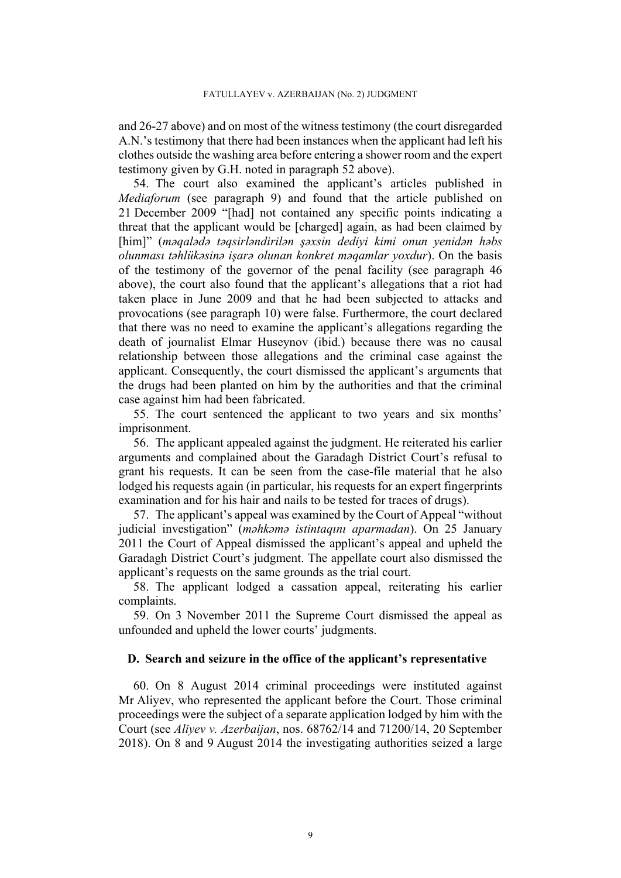and 26-27 above) and on most of the witness testimony (the court disregarded A.N.'s testimony that there had been instances when the applicant had left his clothes outside the washing area before entering a shower room and the expert testimony given by G.H. noted in paragraph 52 above).

54. The court also examined the applicant's articles published in *Mediaforum* (see paragraph 9) and found that the article published on 21 December 2009 "[had] not contained any specific points indicating a threat that the applicant would be [charged] again, as had been claimed by [him]" (*məqalədə təqsirləndirilən şəxsin dediyi kimi onun yenidən həbs olunması təhlükəsinə işarə olunan konkret məqamlar yoxdur*). On the basis of the testimony of the governor of the penal facility (see paragraph 46 above), the court also found that the applicant's allegations that a riot had taken place in June 2009 and that he had been subjected to attacks and provocations (see paragraph 10) were false. Furthermore, the court declared that there was no need to examine the applicant's allegations regarding the death of journalist Elmar Huseynov (ibid.) because there was no causal relationship between those allegations and the criminal case against the applicant. Consequently, the court dismissed the applicant's arguments that the drugs had been planted on him by the authorities and that the criminal case against him had been fabricated.

55. The court sentenced the applicant to two years and six months' imprisonment.

56. The applicant appealed against the judgment. He reiterated his earlier arguments and complained about the Garadagh District Court's refusal to grant his requests. It can be seen from the case-file material that he also lodged his requests again (in particular, his requests for an expert fingerprints examination and for his hair and nails to be tested for traces of drugs).

57. The applicant's appeal was examined by the Court of Appeal "without judicial investigation" (*məhkəmə istintaqını aparmadan*). On 25 January 2011 the Court of Appeal dismissed the applicant's appeal and upheld the Garadagh District Court's judgment. The appellate court also dismissed the applicant's requests on the same grounds as the trial court.

58. The applicant lodged a cassation appeal, reiterating his earlier complaints.

59. On 3 November 2011 the Supreme Court dismissed the appeal as unfounded and upheld the lower courts' judgments.

### D. Search and seizure in the office of the applicant's representative

60. On 8 August 2014 criminal proceedings were instituted against Mr Aliyev, who represented the applicant before the Court. Those criminal proceedings were the subject of a separate application lodged by him with the Court (see *Aliyev v. Azerbaijan*, nos. 68762/14 and 71200/14, 20 September 2018). On 8 and 9 August 2014 the investigating authorities seized a large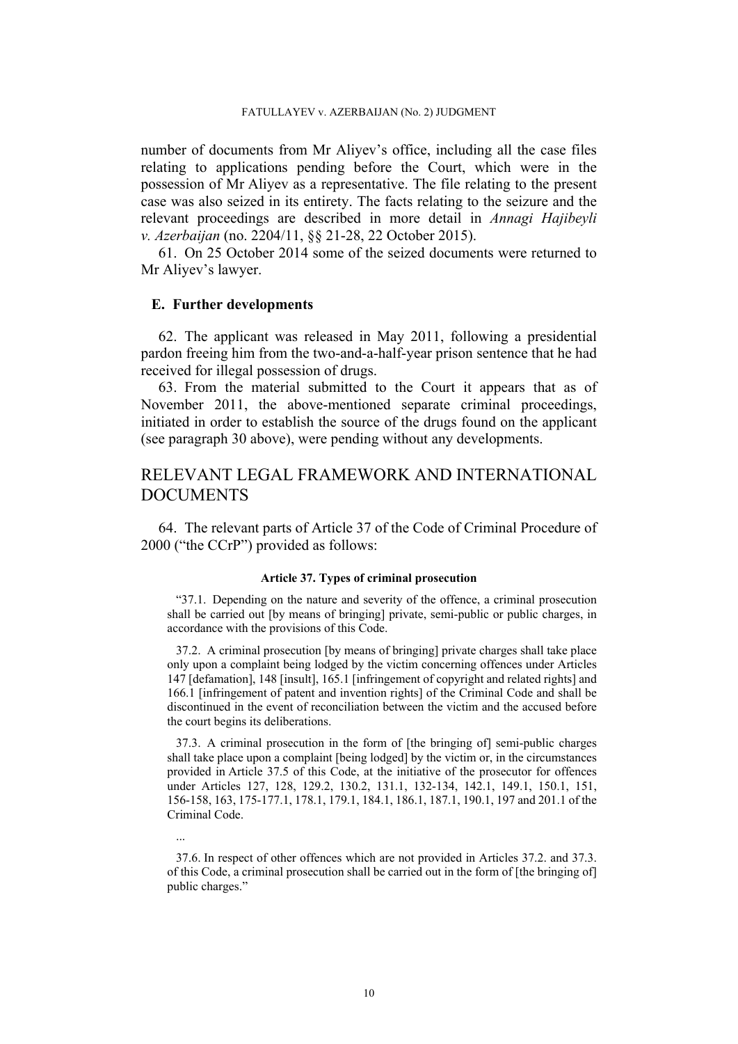number of documents from Mr Aliyev's office, including all the case files relating to applications pending before the Court, which were in the possession of Mr Aliyev as a representative. The file relating to the present case was also seized in its entirety. The facts relating to the seizure and the relevant proceedings are described in more detail in *Annagi Hajibeyli v. Azerbaijan* (no. 2204/11, §§ 21-28, 22 October 2015).

61. On 25 October 2014 some of the seized documents were returned to Mr Aliyev's lawyer.

### E. Further developments

62. The applicant was released in May 2011, following a presidential pardon freeing him from the two-and-a-half-year prison sentence that he had received for illegal possession of drugs.

63. From the material submitted to the Court it appears that as of November 2011, the above-mentioned separate criminal proceedings, initiated in order to establish the source of the drugs found on the applicant (see paragraph 30 above), were pending without any developments.

## RELEVANT LEGAL FRAMEWORK AND INTERNATIONAL DOCUMENTS

64. The relevant parts of Article 37 of the Code of Criminal Procedure of 2000 ("the CCrP") provided as follows:

**Article 37. Types of criminal prosecution**

"37.1. Depending on the nature and severity of the offence, a criminal prosecution shall be carried out [by means of bringing] private, semi-public or public charges, in accordance with the provisions of this Code.

37.2. A criminal prosecution [by means of bringing] private charges shall take place only upon a complaint being lodged by the victim concerning offences under Articles 147 [defamation], 148 [insult], 165.1 [infringement of copyright and related rights] and 166.1 [infringement of patent and invention rights] of the Criminal Code and shall be discontinued in the event of reconciliation between the victim and the accused before the court begins its deliberations.

37.3. A criminal prosecution in the form of [the bringing of] semi-public charges shall take place upon a complaint [being lodged] by the victim or, in the circumstances provided in Article 37.5 of this Code, at the initiative of the prosecutor for offences under Articles 127, 128, 129.2, 130.2, 131.1, 132-134, 142.1, 149.1, 150.1, 151, 156-158, 163, 175-177.1, 178.1, 179.1, 184.1, 186.1, 187.1, 190.1, 197 and 201.1 of the Criminal Code.

...

37.6. In respect of other offences which are not provided in Articles 37.2. and 37.3. of this Code, a criminal prosecution shall be carried out in the form of [the bringing of] public charges."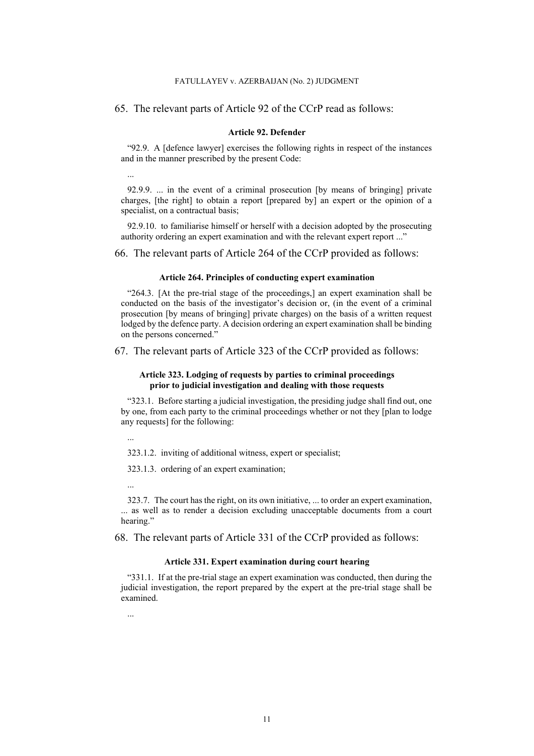65. The relevant parts of Article 92 of the CCrP read as follows:

**Article 92. Defender**

"92.9. A [defence lawyer] exercises the following rights in respect of the instances and in the manner prescribed by the present Code:

...

92.9.9. ... in the event of a criminal prosecution [by means of bringing] private charges, [the right] to obtain a report [prepared by] an expert or the opinion of a specialist, on a contractual basis;

92.9.10. to familiarise himself or herself with a decision adopted by the prosecuting authority ordering an expert examination and with the relevant expert report ..."

66. The relevant parts of Article 264 of the CCrP provided as follows:

**Article 264. Principles of conducting expert examination**

"264.3. [At the pre-trial stage of the proceedings,] an expert examination shall be conducted on the basis of the investigator's decision or, (in the event of a criminal prosecution [by means of bringing] private charges) on the basis of a written request lodged by the defence party. A decision ordering an expert examination shall be binding on the persons concerned."

67. The relevant parts of Article 323 of the CCrP provided as follows:

**Article 323. Lodging of requests by parties to criminal proceedings prior to judicial investigation and dealing with those requests**

"323.1. Before starting a judicial investigation, the presiding judge shall find out, one by one, from each party to the criminal proceedings whether or not they [plan to lodge any requests] for the following:

...

323.1.2. inviting of additional witness, expert or specialist;

323.1.3. ordering of an expert examination;

...

323.7. The court has the right, on its own initiative, ... to order an expert examination, ... as well as to render a decision excluding unacceptable documents from a court hearing."

68. The relevant parts of Article 331 of the CCrP provided as follows:

**Article 331. Expert examination during court hearing**

"331.1. If at the pre-trial stage an expert examination was conducted, then during the judicial investigation, the report prepared by the expert at the pre-trial stage shall be examined.

...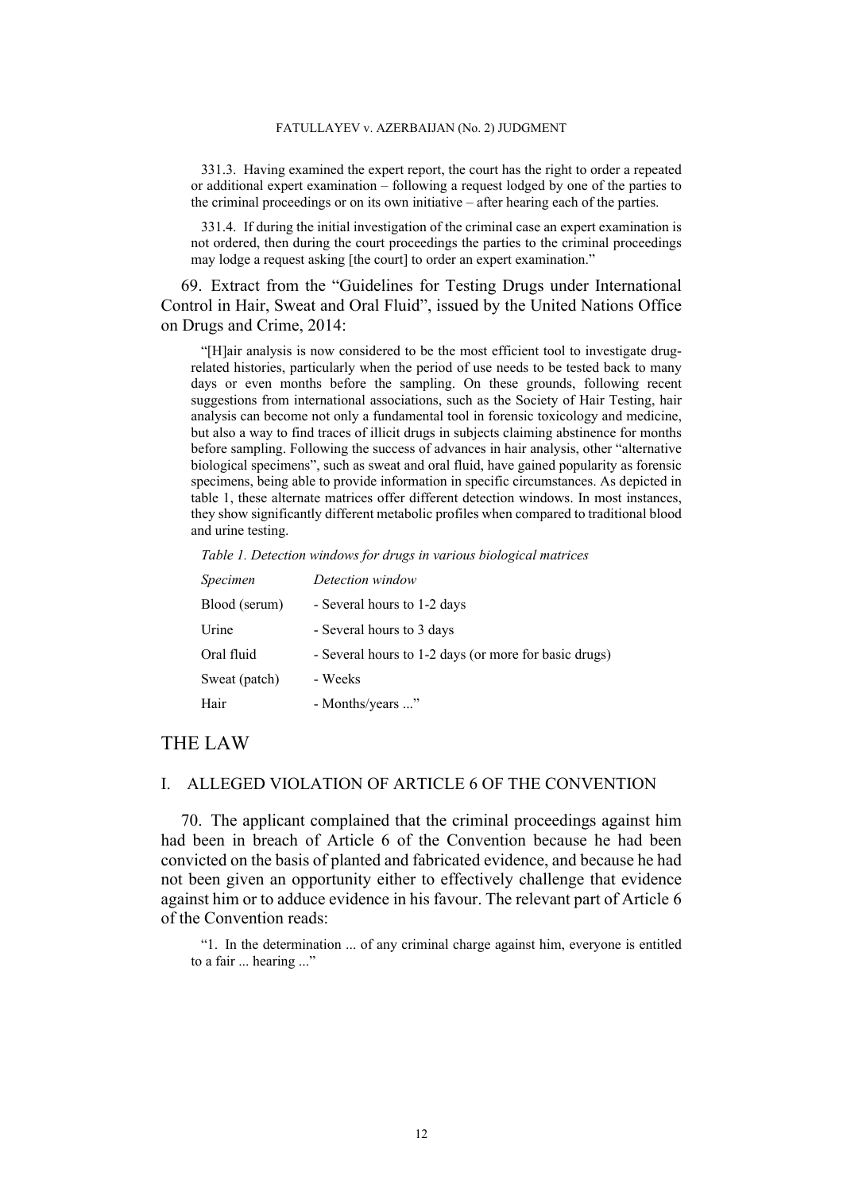331.3. Having examined the expert report, the court has the right to order a repeated or additional expert examination – following a request lodged by one of the parties to the criminal proceedings or on its own initiative – after hearing each of the parties.

331.4. If during the initial investigation of the criminal case an expert examination is not ordered, then during the court proceedings the parties to the criminal proceedings may lodge a request asking [the court] to order an expert examination."

69. Extract from the "Guidelines for Testing Drugs under International Control in Hair, Sweat and Oral Fluid", issued by the United Nations Office on Drugs and Crime, 2014:

"[H]air analysis is now considered to be the most efficient tool to investigate drug-related histories, particularly when the period of use needs to be tested back to many days or even months before the sampling. On these grounds, following recent suggestions from international associations, such as the Society of Hair Testing, hair analysis can become not only a fundamental tool in forensic toxicology and medicine, but also a way to find traces of illicit drugs in subjects claiming abstinence for months before sampling. Following the success of advances in hair analysis, other "alternative biological specimens", such as sweat and oral fluid, have gained popularity as forensic specimens, being able to provide information in specific circumstances. As depicted in table 1, these alternate matrices offer different detection windows. In most instances, they show significantly different metabolic profiles when compared to traditional blood and urine testing.

*Table 1. Detection windows for drugs in various biological matrices*

| *Specimen* | *Detection window* |
|---|---|
| Blood (serum) | - Several hours to 1-2 days |
| Urine | - Several hours to 3 days |
| Oral fluid | - Several hours to 1-2 days (or more for basic drugs) |
| Sweat (patch) | - Weeks |
| Hair | - Months/years ..." |

# THE LAW

## I. ALLEGED VIOLATION OF ARTICLE 6 OF THE CONVENTION

70. The applicant complained that the criminal proceedings against him had been in breach of Article 6 of the Convention because he had been convicted on the basis of planted and fabricated evidence, and because he had not been given an opportunity either to effectively challenge that evidence against him or to adduce evidence in his favour. The relevant part of Article 6 of the Convention reads:

"1. In the determination ... of any criminal charge against him, everyone is entitled to a fair ... hearing ..."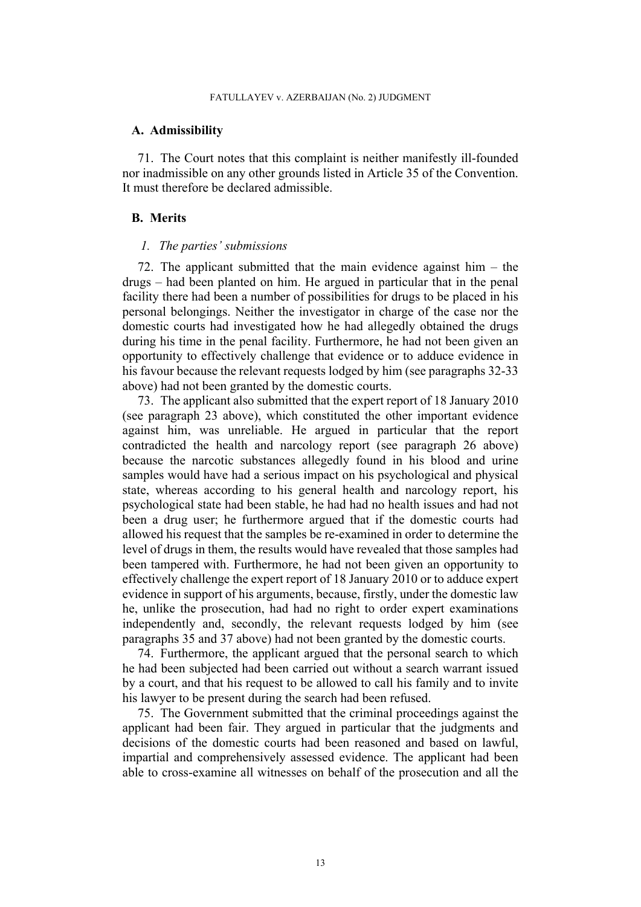## A. Admissibility

71. The Court notes that this complaint is neither manifestly ill-founded nor inadmissible on any other grounds listed in Article 35 of the Convention. It must therefore be declared admissible.

## B. Merits

### *1. The parties' submissions*

72. The applicant submitted that the main evidence against him – the drugs – had been planted on him. He argued in particular that in the penal facility there had been a number of possibilities for drugs to be placed in his personal belongings. Neither the investigator in charge of the case nor the domestic courts had investigated how he had allegedly obtained the drugs during his time in the penal facility. Furthermore, he had not been given an opportunity to effectively challenge that evidence or to adduce evidence in his favour because the relevant requests lodged by him (see paragraphs 32-33 above) had not been granted by the domestic courts.

73. The applicant also submitted that the expert report of 18 January 2010 (see paragraph 23 above), which constituted the other important evidence against him, was unreliable. He argued in particular that the report contradicted the health and narcology report (see paragraph 26 above) because the narcotic substances allegedly found in his blood and urine samples would have had a serious impact on his psychological and physical state, whereas according to his general health and narcology report, his psychological state had been stable, he had had no health issues and had not been a drug user; he furthermore argued that if the domestic courts had allowed his request that the samples be re-examined in order to determine the level of drugs in them, the results would have revealed that those samples had been tampered with. Furthermore, he had not been given an opportunity to effectively challenge the expert report of 18 January 2010 or to adduce expert evidence in support of his arguments, because, firstly, under the domestic law he, unlike the prosecution, had had no right to order expert examinations independently and, secondly, the relevant requests lodged by him (see paragraphs 35 and 37 above) had not been granted by the domestic courts.

74. Furthermore, the applicant argued that the personal search to which he had been subjected had been carried out without a search warrant issued by a court, and that his request to be allowed to call his family and to invite his lawyer to be present during the search had been refused.

75. The Government submitted that the criminal proceedings against the applicant had been fair. They argued in particular that the judgments and decisions of the domestic courts had been reasoned and based on lawful, impartial and comprehensively assessed evidence. The applicant had been able to cross-examine all witnesses on behalf of the prosecution and all the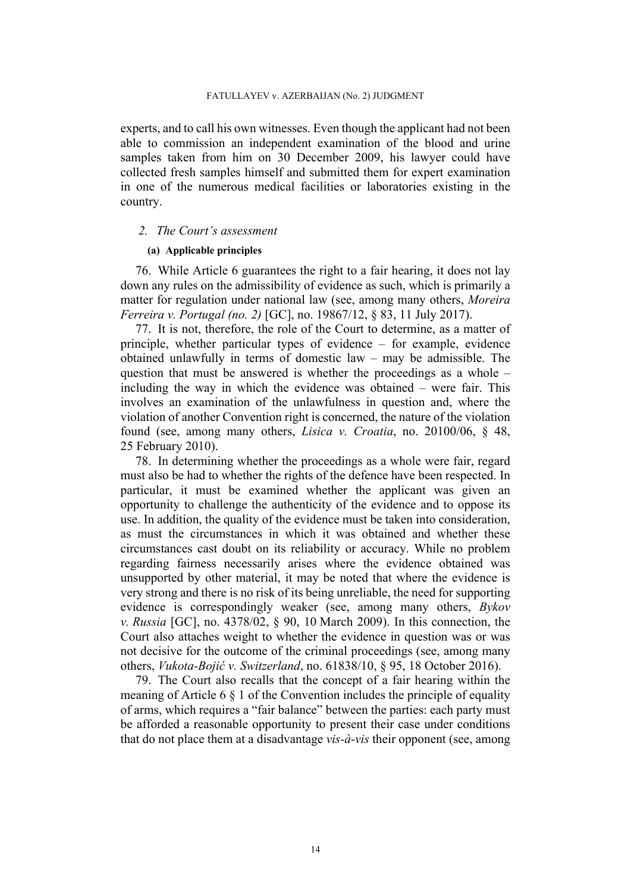experts, and to call his own witnesses. Even though the applicant had not been able to commission an independent examination of the blood and urine samples taken from him on 30 December 2009, his lawyer could have collected fresh samples himself and submitted them for expert examination in one of the numerous medical facilities or laboratories existing in the country.

### *2. The Court's assessment*

#### **(a) Applicable principles**

76. While Article 6 guarantees the right to a fair hearing, it does not lay down any rules on the admissibility of evidence as such, which is primarily a matter for regulation under national law (see, among many others, *Moreira Ferreira v. Portugal (no. 2)* [GC], no. 19867/12, § 83, 11 July 2017).

77. It is not, therefore, the role of the Court to determine, as a matter of principle, whether particular types of evidence – for example, evidence obtained unlawfully in terms of domestic law – may be admissible. The question that must be answered is whether the proceedings as a whole – including the way in which the evidence was obtained – were fair. This involves an examination of the unlawfulness in question and, where the violation of another Convention right is concerned, the nature of the violation found (see, among many others, *Lisica v. Croatia*, no. 20100/06, § 48, 25 February 2010).

78. In determining whether the proceedings as a whole were fair, regard must also be had to whether the rights of the defence have been respected. In particular, it must be examined whether the applicant was given an opportunity to challenge the authenticity of the evidence and to oppose its use. In addition, the quality of the evidence must be taken into consideration, as must the circumstances in which it was obtained and whether these circumstances cast doubt on its reliability or accuracy. While no problem regarding fairness necessarily arises where the evidence obtained was unsupported by other material, it may be noted that where the evidence is very strong and there is no risk of its being unreliable, the need for supporting evidence is correspondingly weaker (see, among many others, *Bykov v. Russia* [GC], no. 4378/02, § 90, 10 March 2009). In this connection, the Court also attaches weight to whether the evidence in question was or was not decisive for the outcome of the criminal proceedings (see, among many others, *Vukota-Bojić v. Switzerland*, no. 61838/10, § 95, 18 October 2016).

79. The Court also recalls that the concept of a fair hearing within the meaning of Article 6 § 1 of the Convention includes the principle of equality of arms, which requires a "fair balance" between the parties: each party must be afforded a reasonable opportunity to present their case under conditions that do not place them at a disadvantage *vis-à-vis* their opponent (see, among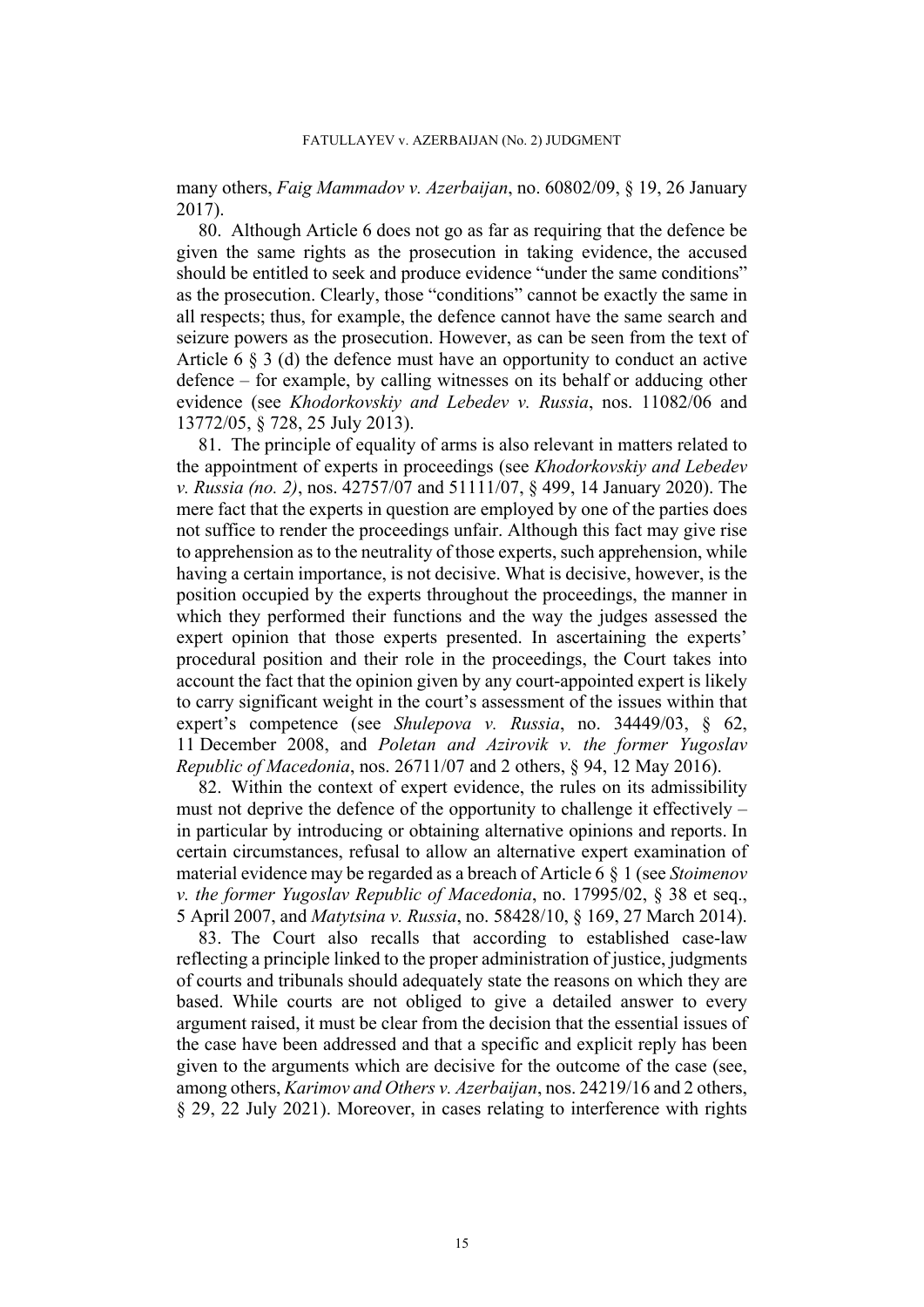many others, *Faig Mammadov v. Azerbaijan*, no. 60802/09, § 19, 26 January 2017).

80. Although Article 6 does not go as far as requiring that the defence be given the same rights as the prosecution in taking evidence, the accused should be entitled to seek and produce evidence "under the same conditions" as the prosecution. Clearly, those "conditions" cannot be exactly the same in all respects; thus, for example, the defence cannot have the same search and seizure powers as the prosecution. However, as can be seen from the text of Article 6 § 3 (d) the defence must have an opportunity to conduct an active defence – for example, by calling witnesses on its behalf or adducing other evidence (see *Khodorkovskiy and Lebedev v. Russia*, nos. 11082/06 and 13772/05, § 728, 25 July 2013).

81. The principle of equality of arms is also relevant in matters related to the appointment of experts in proceedings (see *Khodorkovskiy and Lebedev v. Russia (no. 2)*, nos. 42757/07 and 51111/07, § 499, 14 January 2020). The mere fact that the experts in question are employed by one of the parties does not suffice to render the proceedings unfair. Although this fact may give rise to apprehension as to the neutrality of those experts, such apprehension, while having a certain importance, is not decisive. What is decisive, however, is the position occupied by the experts throughout the proceedings, the manner in which they performed their functions and the way the judges assessed the expert opinion that those experts presented. In ascertaining the experts' procedural position and their role in the proceedings, the Court takes into account the fact that the opinion given by any court-appointed expert is likely to carry significant weight in the court's assessment of the issues within that expert's competence (see *Shulepova v. Russia*, no. 34449/03, § 62, 11 December 2008, and *Poletan and Azirovik v. the former Yugoslav Republic of Macedonia*, nos. 26711/07 and 2 others, § 94, 12 May 2016).

82. Within the context of expert evidence, the rules on its admissibility must not deprive the defence of the opportunity to challenge it effectively – in particular by introducing or obtaining alternative opinions and reports. In certain circumstances, refusal to allow an alternative expert examination of material evidence may be regarded as a breach of Article 6 § 1 (see *Stoimenov v. the former Yugoslav Republic of Macedonia*, no. 17995/02, § 38 et seq., 5 April 2007, and *Matytsina v. Russia*, no. 58428/10, § 169, 27 March 2014).

83. The Court also recalls that according to established case-law reflecting a principle linked to the proper administration of justice, judgments of courts and tribunals should adequately state the reasons on which they are based. While courts are not obliged to give a detailed answer to every argument raised, it must be clear from the decision that the essential issues of the case have been addressed and that a specific and explicit reply has been given to the arguments which are decisive for the outcome of the case (see, among others, *Karimov and Others v. Azerbaijan*, nos. 24219/16 and 2 others, § 29, 22 July 2021). Moreover, in cases relating to interference with rights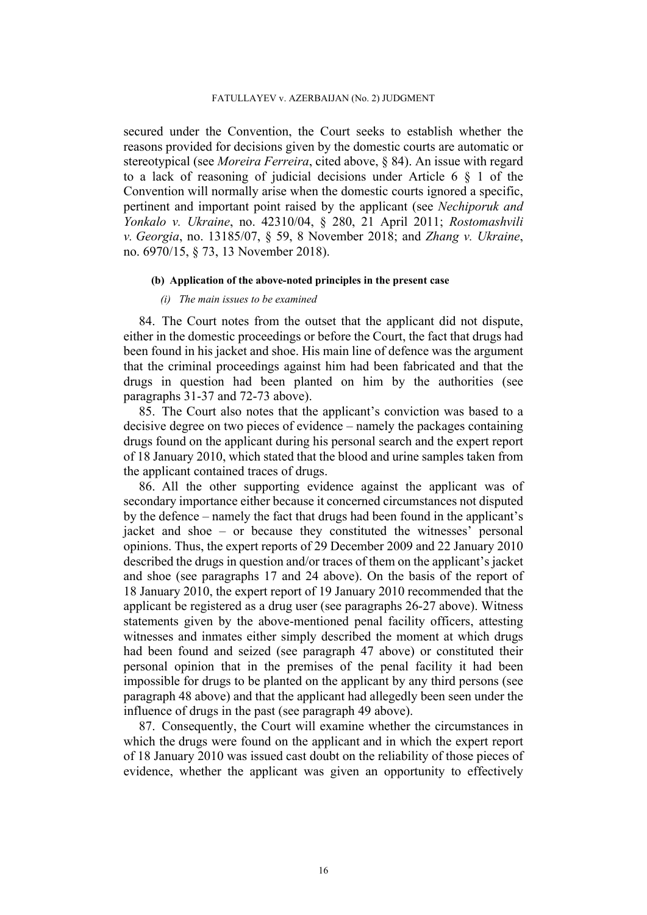secured under the Convention, the Court seeks to establish whether the reasons provided for decisions given by the domestic courts are automatic or stereotypical (see *Moreira Ferreira*, cited above, § 84). An issue with regard to a lack of reasoning of judicial decisions under Article 6 § 1 of the Convention will normally arise when the domestic courts ignored a specific, pertinent and important point raised by the applicant (see *Nechiporuk and Yonkalo v. Ukraine*, no. 42310/04, § 280, 21 April 2011; *Rostomashvili v. Georgia*, no. 13185/07, § 59, 8 November 2018; and *Zhang v. Ukraine*, no. 6970/15, § 73, 13 November 2018).

#### (b) Application of the above-noted principles in the present case

##### *(i) The main issues to be examined*

84. The Court notes from the outset that the applicant did not dispute, either in the domestic proceedings or before the Court, the fact that drugs had been found in his jacket and shoe. His main line of defence was the argument that the criminal proceedings against him had been fabricated and that the drugs in question had been planted on him by the authorities (see paragraphs 31-37 and 72-73 above).

85. The Court also notes that the applicant's conviction was based to a decisive degree on two pieces of evidence – namely the packages containing drugs found on the applicant during his personal search and the expert report of 18 January 2010, which stated that the blood and urine samples taken from the applicant contained traces of drugs.

86. All the other supporting evidence against the applicant was of secondary importance either because it concerned circumstances not disputed by the defence – namely the fact that drugs had been found in the applicant's jacket and shoe – or because they constituted the witnesses' personal opinions. Thus, the expert reports of 29 December 2009 and 22 January 2010 described the drugs in question and/or traces of them on the applicant's jacket and shoe (see paragraphs 17 and 24 above). On the basis of the report of 18 January 2010, the expert report of 19 January 2010 recommended that the applicant be registered as a drug user (see paragraphs 26-27 above). Witness statements given by the above-mentioned penal facility officers, attesting witnesses and inmates either simply described the moment at which drugs had been found and seized (see paragraph 47 above) or constituted their personal opinion that in the premises of the penal facility it had been impossible for drugs to be planted on the applicant by any third persons (see paragraph 48 above) and that the applicant had allegedly been seen under the influence of drugs in the past (see paragraph 49 above).

87. Consequently, the Court will examine whether the circumstances in which the drugs were found on the applicant and in which the expert report of 18 January 2010 was issued cast doubt on the reliability of those pieces of evidence, whether the applicant was given an opportunity to effectively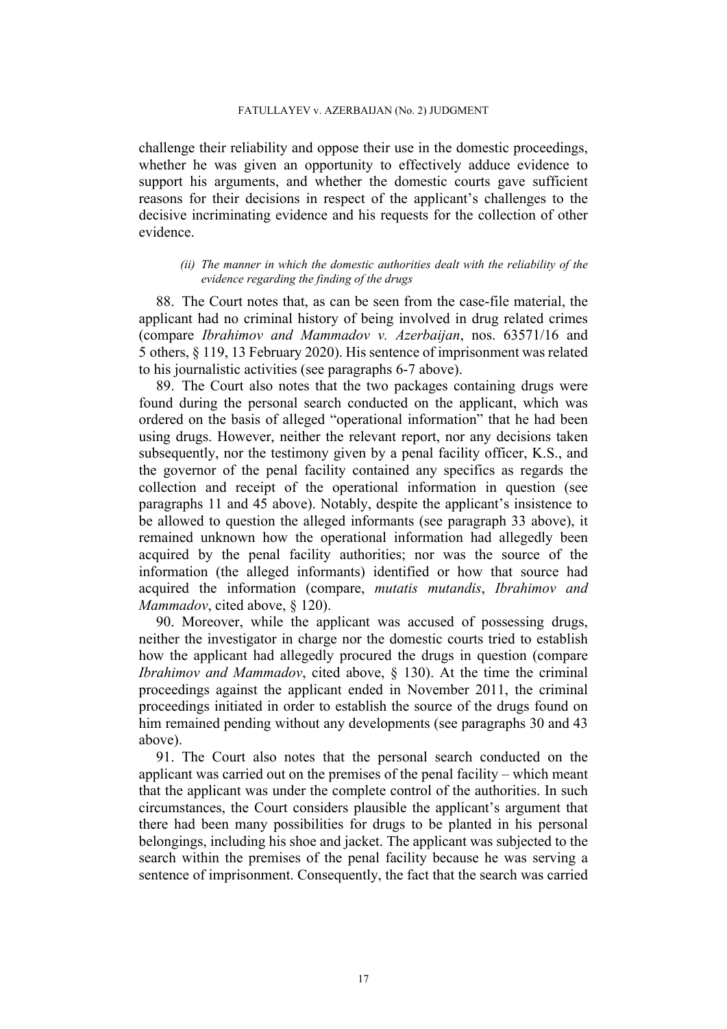challenge their reliability and oppose their use in the domestic proceedings, whether he was given an opportunity to effectively adduce evidence to support his arguments, and whether the domestic courts gave sufficient reasons for their decisions in respect of the applicant's challenges to the decisive incriminating evidence and his requests for the collection of other evidence.

*(ii) The manner in which the domestic authorities dealt with the reliability of the evidence regarding the finding of the drugs*

88. The Court notes that, as can be seen from the case-file material, the applicant had no criminal history of being involved in drug related crimes (compare *Ibrahimov and Mammadov v. Azerbaijan*, nos. 63571/16 and 5 others, § 119, 13 February 2020). His sentence of imprisonment was related to his journalistic activities (see paragraphs 6-7 above).

89. The Court also notes that the two packages containing drugs were found during the personal search conducted on the applicant, which was ordered on the basis of alleged "operational information" that he had been using drugs. However, neither the relevant report, nor any decisions taken subsequently, nor the testimony given by a penal facility officer, K.S., and the governor of the penal facility contained any specifics as regards the collection and receipt of the operational information in question (see paragraphs 11 and 45 above). Notably, despite the applicant's insistence to be allowed to question the alleged informants (see paragraph 33 above), it remained unknown how the operational information had allegedly been acquired by the penal facility authorities; nor was the source of the information (the alleged informants) identified or how that source had acquired the information (compare, *mutatis mutandis*, *Ibrahimov and Mammadov*, cited above, § 120).

90. Moreover, while the applicant was accused of possessing drugs, neither the investigator in charge nor the domestic courts tried to establish how the applicant had allegedly procured the drugs in question (compare *Ibrahimov and Mammadov*, cited above, § 130). At the time the criminal proceedings against the applicant ended in November 2011, the criminal proceedings initiated in order to establish the source of the drugs found on him remained pending without any developments (see paragraphs 30 and 43 above).

91. The Court also notes that the personal search conducted on the applicant was carried out on the premises of the penal facility – which meant that the applicant was under the complete control of the authorities. In such circumstances, the Court considers plausible the applicant's argument that there had been many possibilities for drugs to be planted in his personal belongings, including his shoe and jacket. The applicant was subjected to the search within the premises of the penal facility because he was serving a sentence of imprisonment. Consequently, the fact that the search was carried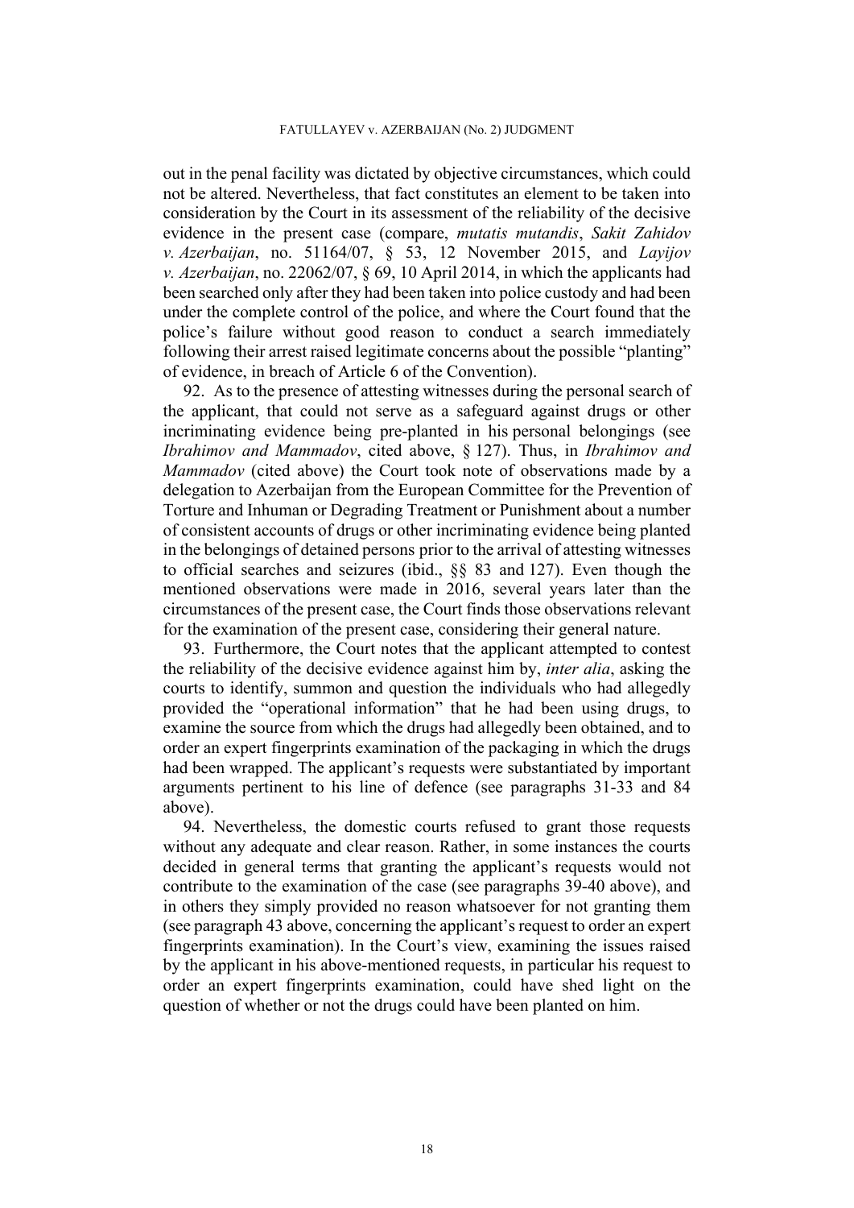out in the penal facility was dictated by objective circumstances, which could not be altered. Nevertheless, that fact constitutes an element to be taken into consideration by the Court in its assessment of the reliability of the decisive evidence in the present case (compare, *mutatis mutandis*, *Sakit Zahidov v. Azerbaijan*, no. 51164/07, § 53, 12 November 2015, and *Layijov v. Azerbaijan*, no. 22062/07, § 69, 10 April 2014, in which the applicants had been searched only after they had been taken into police custody and had been under the complete control of the police, and where the Court found that the police's failure without good reason to conduct a search immediately following their arrest raised legitimate concerns about the possible "planting" of evidence, in breach of Article 6 of the Convention).

92. As to the presence of attesting witnesses during the personal search of the applicant, that could not serve as a safeguard against drugs or other incriminating evidence being pre-planted in his personal belongings (see *Ibrahimov and Mammadov*, cited above, § 127). Thus, in *Ibrahimov and Mammadov* (cited above) the Court took note of observations made by a delegation to Azerbaijan from the European Committee for the Prevention of Torture and Inhuman or Degrading Treatment or Punishment about a number of consistent accounts of drugs or other incriminating evidence being planted in the belongings of detained persons prior to the arrival of attesting witnesses to official searches and seizures (ibid., §§ 83 and 127). Even though the mentioned observations were made in 2016, several years later than the circumstances of the present case, the Court finds those observations relevant for the examination of the present case, considering their general nature.

93. Furthermore, the Court notes that the applicant attempted to contest the reliability of the decisive evidence against him by, *inter alia*, asking the courts to identify, summon and question the individuals who had allegedly provided the "operational information" that he had been using drugs, to examine the source from which the drugs had allegedly been obtained, and to order an expert fingerprints examination of the packaging in which the drugs had been wrapped. The applicant's requests were substantiated by important arguments pertinent to his line of defence (see paragraphs 31-33 and 84 above).

94. Nevertheless, the domestic courts refused to grant those requests without any adequate and clear reason. Rather, in some instances the courts decided in general terms that granting the applicant's requests would not contribute to the examination of the case (see paragraphs 39-40 above), and in others they simply provided no reason whatsoever for not granting them (see paragraph 43 above, concerning the applicant's request to order an expert fingerprints examination). In the Court's view, examining the issues raised by the applicant in his above-mentioned requests, in particular his request to order an expert fingerprints examination, could have shed light on the question of whether or not the drugs could have been planted on him.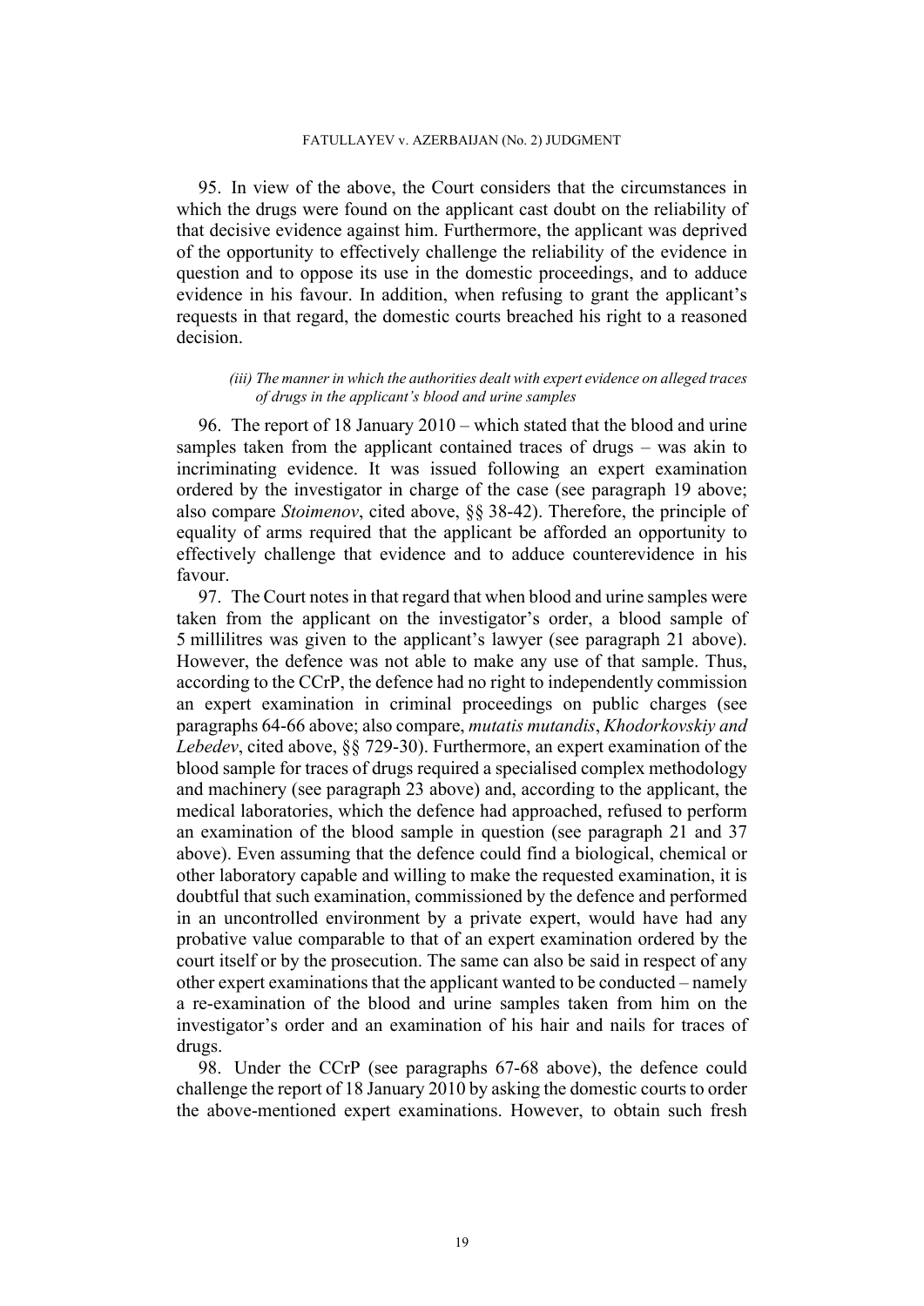95. In view of the above, the Court considers that the circumstances in which the drugs were found on the applicant cast doubt on the reliability of that decisive evidence against him. Furthermore, the applicant was deprived of the opportunity to effectively challenge the reliability of the evidence in question and to oppose its use in the domestic proceedings, and to adduce evidence in his favour. In addition, when refusing to grant the applicant's requests in that regard, the domestic courts breached his right to a reasoned decision.

*(iii) The manner in which the authorities dealt with expert evidence on alleged traces of drugs in the applicant's blood and urine samples*

96. The report of 18 January 2010 – which stated that the blood and urine samples taken from the applicant contained traces of drugs – was akin to incriminating evidence. It was issued following an expert examination ordered by the investigator in charge of the case (see paragraph 19 above; also compare *Stoimenov*, cited above, §§ 38-42). Therefore, the principle of equality of arms required that the applicant be afforded an opportunity to effectively challenge that evidence and to adduce counterevidence in his favour.

97. The Court notes in that regard that when blood and urine samples were taken from the applicant on the investigator's order, a blood sample of 5 millilitres was given to the applicant's lawyer (see paragraph 21 above). However, the defence was not able to make any use of that sample. Thus, according to the CCrP, the defence had no right to independently commission an expert examination in criminal proceedings on public charges (see paragraphs 64-66 above; also compare, *mutatis mutandis*, *Khodorkovskiy and Lebedev*, cited above, §§ 729-30). Furthermore, an expert examination of the blood sample for traces of drugs required a specialised complex methodology and machinery (see paragraph 23 above) and, according to the applicant, the medical laboratories, which the defence had approached, refused to perform an examination of the blood sample in question (see paragraph 21 and 37 above). Even assuming that the defence could find a biological, chemical or other laboratory capable and willing to make the requested examination, it is doubtful that such examination, commissioned by the defence and performed in an uncontrolled environment by a private expert, would have had any probative value comparable to that of an expert examination ordered by the court itself or by the prosecution. The same can also be said in respect of any other expert examinations that the applicant wanted to be conducted – namely a re-examination of the blood and urine samples taken from him on the investigator's order and an examination of his hair and nails for traces of drugs.

98. Under the CCrP (see paragraphs 67-68 above), the defence could challenge the report of 18 January 2010 by asking the domestic courts to order the above-mentioned expert examinations. However, to obtain such fresh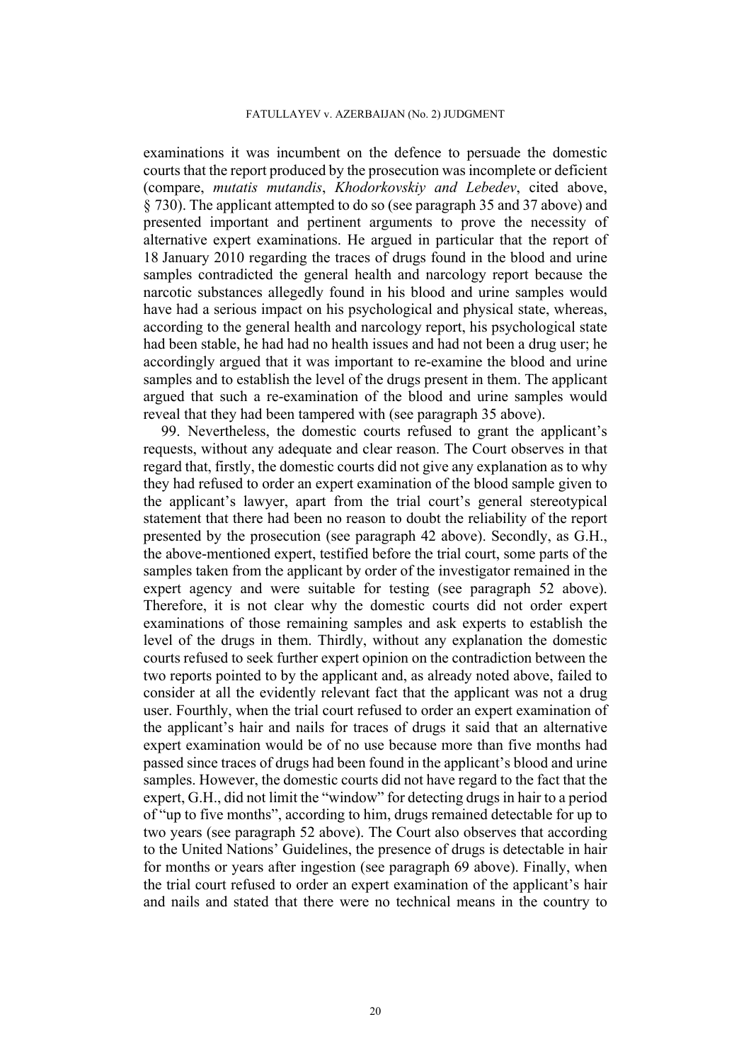examinations it was incumbent on the defence to persuade the domestic courts that the report produced by the prosecution was incomplete or deficient (compare, *mutatis mutandis*, *Khodorkovskiy and Lebedev*, cited above, § 730). The applicant attempted to do so (see paragraph 35 and 37 above) and presented important and pertinent arguments to prove the necessity of alternative expert examinations. He argued in particular that the report of 18 January 2010 regarding the traces of drugs found in the blood and urine samples contradicted the general health and narcology report because the narcotic substances allegedly found in his blood and urine samples would have had a serious impact on his psychological and physical state, whereas, according to the general health and narcology report, his psychological state had been stable, he had had no health issues and had not been a drug user; he accordingly argued that it was important to re-examine the blood and urine samples and to establish the level of the drugs present in them. The applicant argued that such a re-examination of the blood and urine samples would reveal that they had been tampered with (see paragraph 35 above).

99. Nevertheless, the domestic courts refused to grant the applicant's requests, without any adequate and clear reason. The Court observes in that regard that, firstly, the domestic courts did not give any explanation as to why they had refused to order an expert examination of the blood sample given to the applicant's lawyer, apart from the trial court's general stereotypical statement that there had been no reason to doubt the reliability of the report presented by the prosecution (see paragraph 42 above). Secondly, as G.H., the above-mentioned expert, testified before the trial court, some parts of the samples taken from the applicant by order of the investigator remained in the expert agency and were suitable for testing (see paragraph 52 above). Therefore, it is not clear why the domestic courts did not order expert examinations of those remaining samples and ask experts to establish the level of the drugs in them. Thirdly, without any explanation the domestic courts refused to seek further expert opinion on the contradiction between the two reports pointed to by the applicant and, as already noted above, failed to consider at all the evidently relevant fact that the applicant was not a drug user. Fourthly, when the trial court refused to order an expert examination of the applicant's hair and nails for traces of drugs it said that an alternative expert examination would be of no use because more than five months had passed since traces of drugs had been found in the applicant's blood and urine samples. However, the domestic courts did not have regard to the fact that the expert, G.H., did not limit the "window" for detecting drugs in hair to a period of "up to five months", according to him, drugs remained detectable for up to two years (see paragraph 52 above). The Court also observes that according to the United Nations' Guidelines, the presence of drugs is detectable in hair for months or years after ingestion (see paragraph 69 above). Finally, when the trial court refused to order an expert examination of the applicant's hair and nails and stated that there were no technical means in the country to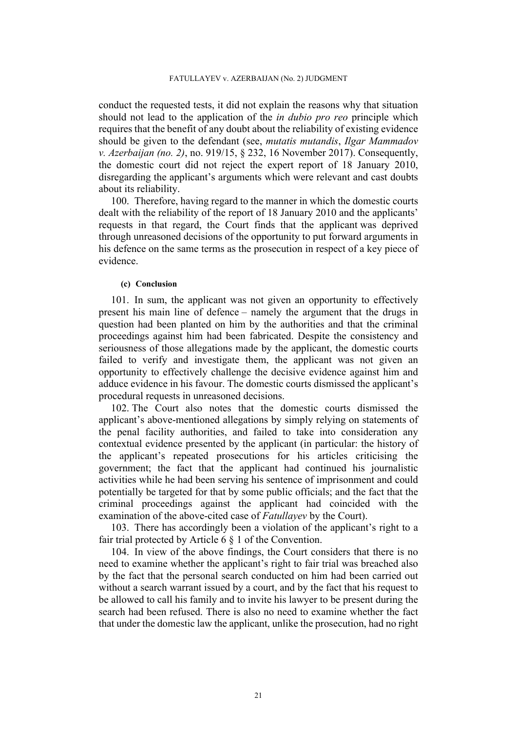conduct the requested tests, it did not explain the reasons why that situation should not lead to the application of the *in dubio pro reo* principle which requires that the benefit of any doubt about the reliability of existing evidence should be given to the defendant (see, *mutatis mutandis*, *Ilgar Mammadov v. Azerbaijan (no. 2)*, no. 919/15, § 232, 16 November 2017). Consequently, the domestic court did not reject the expert report of 18 January 2010, disregarding the applicant's arguments which were relevant and cast doubts about its reliability.

100. Therefore, having regard to the manner in which the domestic courts dealt with the reliability of the report of 18 January 2010 and the applicants' requests in that regard, the Court finds that the applicant was deprived through unreasoned decisions of the opportunity to put forward arguments in his defence on the same terms as the prosecution in respect of a key piece of evidence.

#### (c) Conclusion

101. In sum, the applicant was not given an opportunity to effectively present his main line of defence – namely the argument that the drugs in question had been planted on him by the authorities and that the criminal proceedings against him had been fabricated. Despite the consistency and seriousness of those allegations made by the applicant, the domestic courts failed to verify and investigate them, the applicant was not given an opportunity to effectively challenge the decisive evidence against him and adduce evidence in his favour. The domestic courts dismissed the applicant's procedural requests in unreasoned decisions.

102. The Court also notes that the domestic courts dismissed the applicant's above-mentioned allegations by simply relying on statements of the penal facility authorities, and failed to take into consideration any contextual evidence presented by the applicant (in particular: the history of the applicant's repeated prosecutions for his articles criticising the government; the fact that the applicant had continued his journalistic activities while he had been serving his sentence of imprisonment and could potentially be targeted for that by some public officials; and the fact that the criminal proceedings against the applicant had coincided with the examination of the above-cited case of *Fatullayev* by the Court).

103. There has accordingly been a violation of the applicant's right to a fair trial protected by Article 6 § 1 of the Convention.

104. In view of the above findings, the Court considers that there is no need to examine whether the applicant's right to fair trial was breached also by the fact that the personal search conducted on him had been carried out without a search warrant issued by a court, and by the fact that his request to be allowed to call his family and to invite his lawyer to be present during the search had been refused. There is also no need to examine whether the fact that under the domestic law the applicant, unlike the prosecution, had no right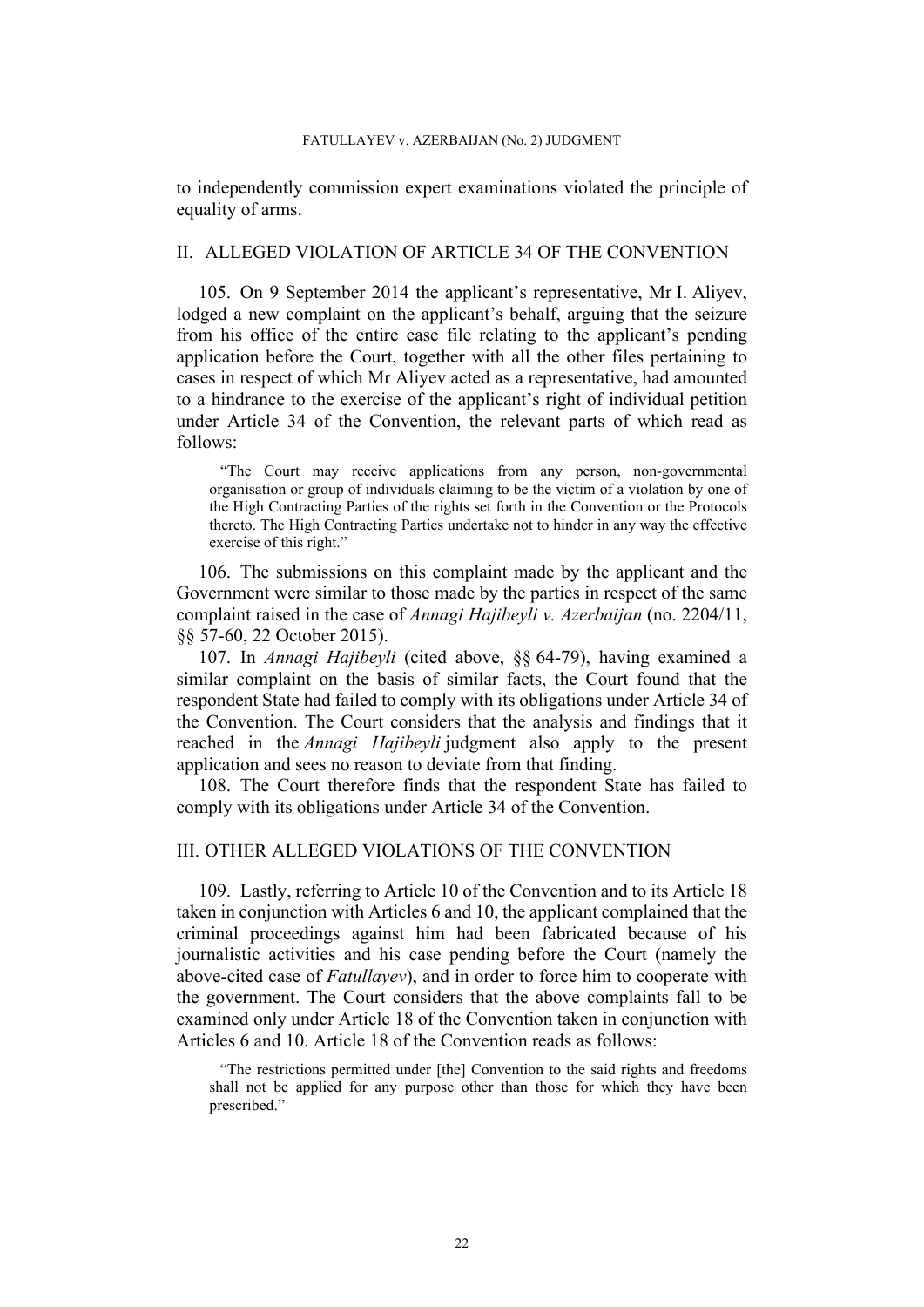to independently commission expert examinations violated the principle of equality of arms.

## II. ALLEGED VIOLATION OF ARTICLE 34 OF THE CONVENTION

105. On 9 September 2014 the applicant's representative, Mr I. Aliyev, lodged a new complaint on the applicant's behalf, arguing that the seizure from his office of the entire case file relating to the applicant's pending application before the Court, together with all the other files pertaining to cases in respect of which Mr Aliyev acted as a representative, had amounted to a hindrance to the exercise of the applicant's right of individual petition under Article 34 of the Convention, the relevant parts of which read as follows:

> "The Court may receive applications from any person, non-governmental organisation or group of individuals claiming to be the victim of a violation by one of the High Contracting Parties of the rights set forth in the Convention or the Protocols thereto. The High Contracting Parties undertake not to hinder in any way the effective exercise of this right."

106. The submissions on this complaint made by the applicant and the Government were similar to those made by the parties in respect of the same complaint raised in the case of *Annagi Hajibeyli v. Azerbaijan* (no. 2204/11, §§ 57-60, 22 October 2015).

107. In *Annagi Hajibeyli* (cited above, §§ 64-79), having examined a similar complaint on the basis of similar facts, the Court found that the respondent State had failed to comply with its obligations under Article 34 of the Convention. The Court considers that the analysis and findings that it reached in the *Annagi Hajibeyli* judgment also apply to the present application and sees no reason to deviate from that finding.

108. The Court therefore finds that the respondent State has failed to comply with its obligations under Article 34 of the Convention.

## III. OTHER ALLEGED VIOLATIONS OF THE CONVENTION

109. Lastly, referring to Article 10 of the Convention and to its Article 18 taken in conjunction with Articles 6 and 10, the applicant complained that the criminal proceedings against him had been fabricated because of his journalistic activities and his case pending before the Court (namely the above-cited case of *Fatullayev*), and in order to force him to cooperate with the government. The Court considers that the above complaints fall to be examined only under Article 18 of the Convention taken in conjunction with Articles 6 and 10. Article 18 of the Convention reads as follows:

> "The restrictions permitted under [the] Convention to the said rights and freedoms shall not be applied for any purpose other than those for which they have been prescribed."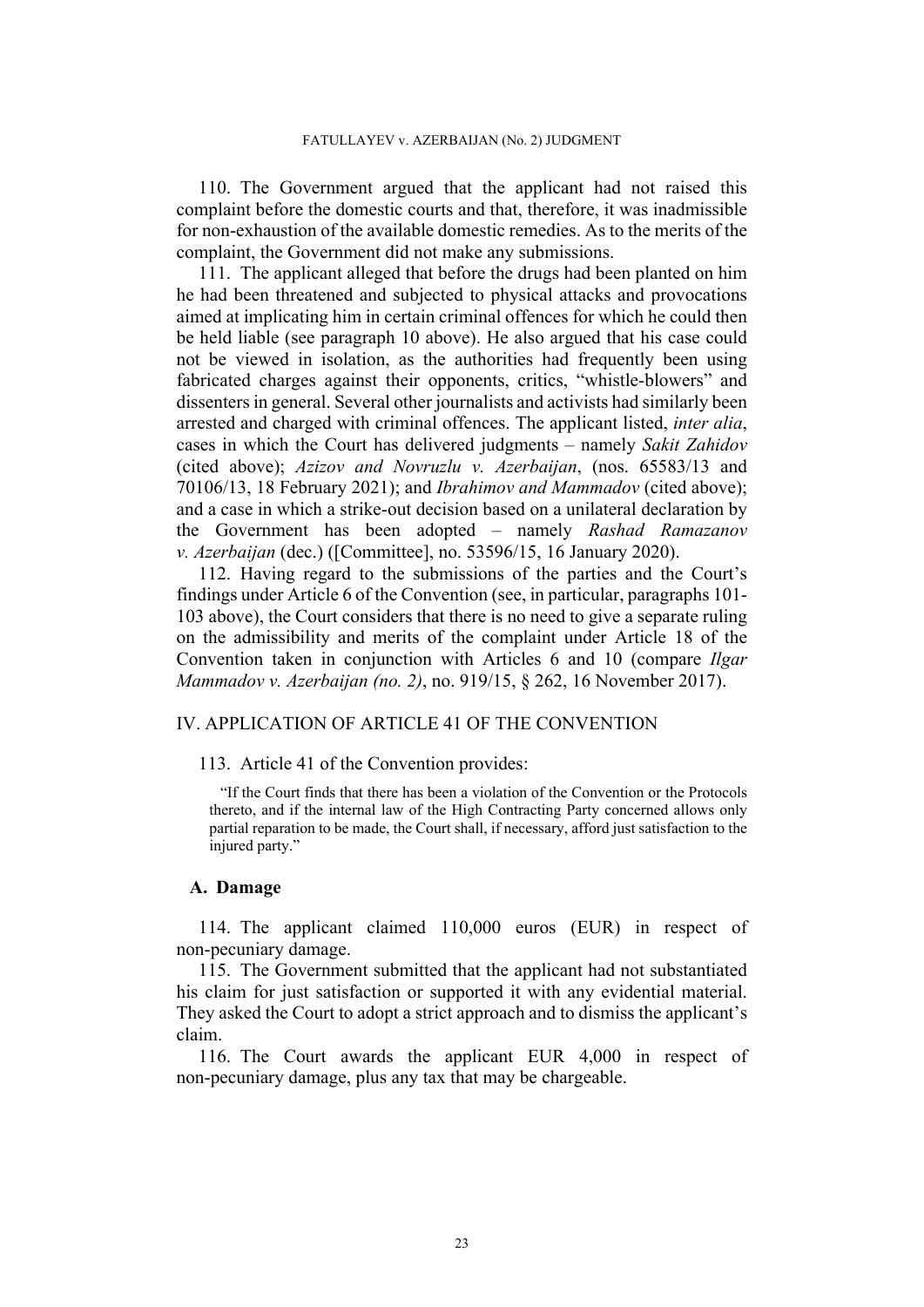110. The Government argued that the applicant had not raised this complaint before the domestic courts and that, therefore, it was inadmissible for non-exhaustion of the available domestic remedies. As to the merits of the complaint, the Government did not make any submissions.

111. The applicant alleged that before the drugs had been planted on him he had been threatened and subjected to physical attacks and provocations aimed at implicating him in certain criminal offences for which he could then be held liable (see paragraph 10 above). He also argued that his case could not be viewed in isolation, as the authorities had frequently been using fabricated charges against their opponents, critics, "whistle-blowers" and dissenters in general. Several other journalists and activists had similarly been arrested and charged with criminal offences. The applicant listed, *inter alia*, cases in which the Court has delivered judgments – namely *Sakit Zahidov* (cited above); *Azizov and Novruzlu v. Azerbaijan*, (nos. 65583/13 and 70106/13, 18 February 2021); and *Ibrahimov and Mammadov* (cited above); and a case in which a strike-out decision based on a unilateral declaration by the Government has been adopted – namely *Rashad Ramazanov v. Azerbaijan* (dec.) ([Committee], no. 53596/15, 16 January 2020).

112. Having regard to the submissions of the parties and the Court's findings under Article 6 of the Convention (see, in particular, paragraphs 101-103 above), the Court considers that there is no need to give a separate ruling on the admissibility and merits of the complaint under Article 18 of the Convention taken in conjunction with Articles 6 and 10 (compare *Ilgar Mammadov v. Azerbaijan (no. 2)*, no. 919/15, § 262, 16 November 2017).

## IV. APPLICATION OF ARTICLE 41 OF THE CONVENTION

113. Article 41 of the Convention provides:

> "If the Court finds that there has been a violation of the Convention or the Protocols thereto, and if the internal law of the High Contracting Party concerned allows only partial reparation to be made, the Court shall, if necessary, afford just satisfaction to the injured party."

### A. Damage

114. The applicant claimed 110,000 euros (EUR) in respect of non-pecuniary damage.

115. The Government submitted that the applicant had not substantiated his claim for just satisfaction or supported it with any evidential material. They asked the Court to adopt a strict approach and to dismiss the applicant's claim.

116. The Court awards the applicant EUR 4,000 in respect of non-pecuniary damage, plus any tax that may be chargeable.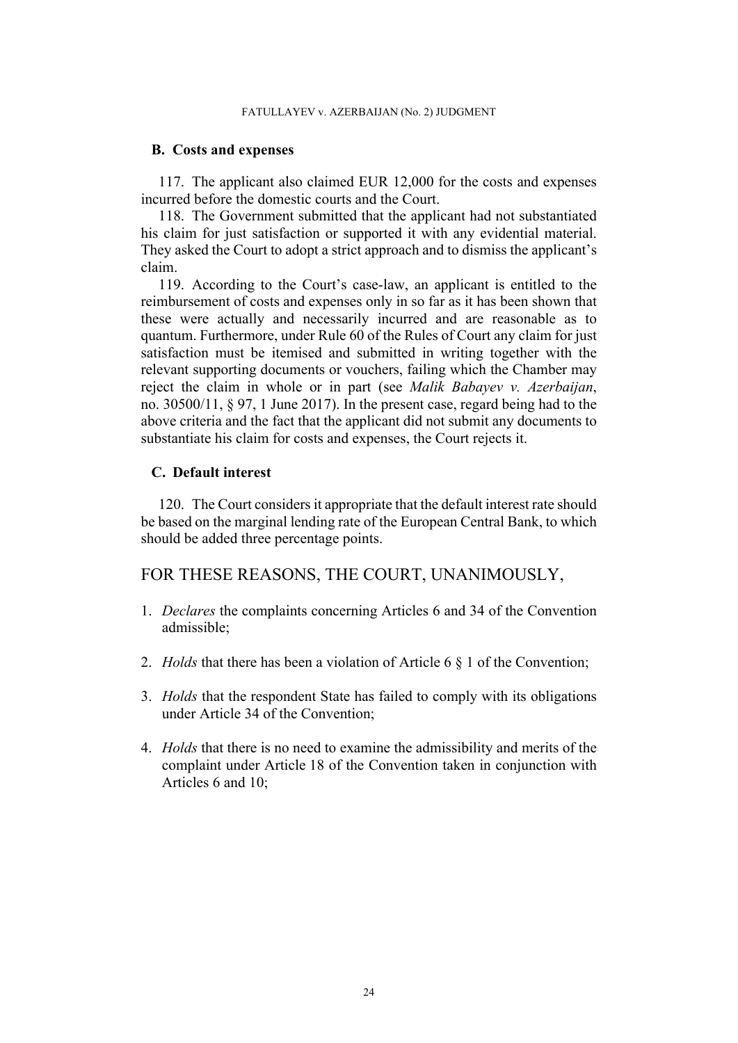### B. Costs and expenses

117. The applicant also claimed EUR 12,000 for the costs and expenses incurred before the domestic courts and the Court.

118. The Government submitted that the applicant had not substantiated his claim for just satisfaction or supported it with any evidential material. They asked the Court to adopt a strict approach and to dismiss the applicant's claim.

119. According to the Court's case-law, an applicant is entitled to the reimbursement of costs and expenses only in so far as it has been shown that these were actually and necessarily incurred and are reasonable as to quantum. Furthermore, under Rule 60 of the Rules of Court any claim for just satisfaction must be itemised and submitted in writing together with the relevant supporting documents or vouchers, failing which the Chamber may reject the claim in whole or in part (see *Malik Babayev v. Azerbaijan*, no. 30500/11, § 97, 1 June 2017). In the present case, regard being had to the above criteria and the fact that the applicant did not submit any documents to substantiate his claim for costs and expenses, the Court rejects it.

### C. Default interest

120. The Court considers it appropriate that the default interest rate should be based on the marginal lending rate of the European Central Bank, to which should be added three percentage points.

## FOR THESE REASONS, THE COURT, UNANIMOUSLY,

1. *Declares* the complaints concerning Articles 6 and 34 of the Convention admissible;

2. *Holds* that there has been a violation of Article 6 § 1 of the Convention;

3. *Holds* that the respondent State has failed to comply with its obligations under Article 34 of the Convention;

4. *Holds* that there is no need to examine the admissibility and merits of the complaint under Article 18 of the Convention taken in conjunction with Articles 6 and 10;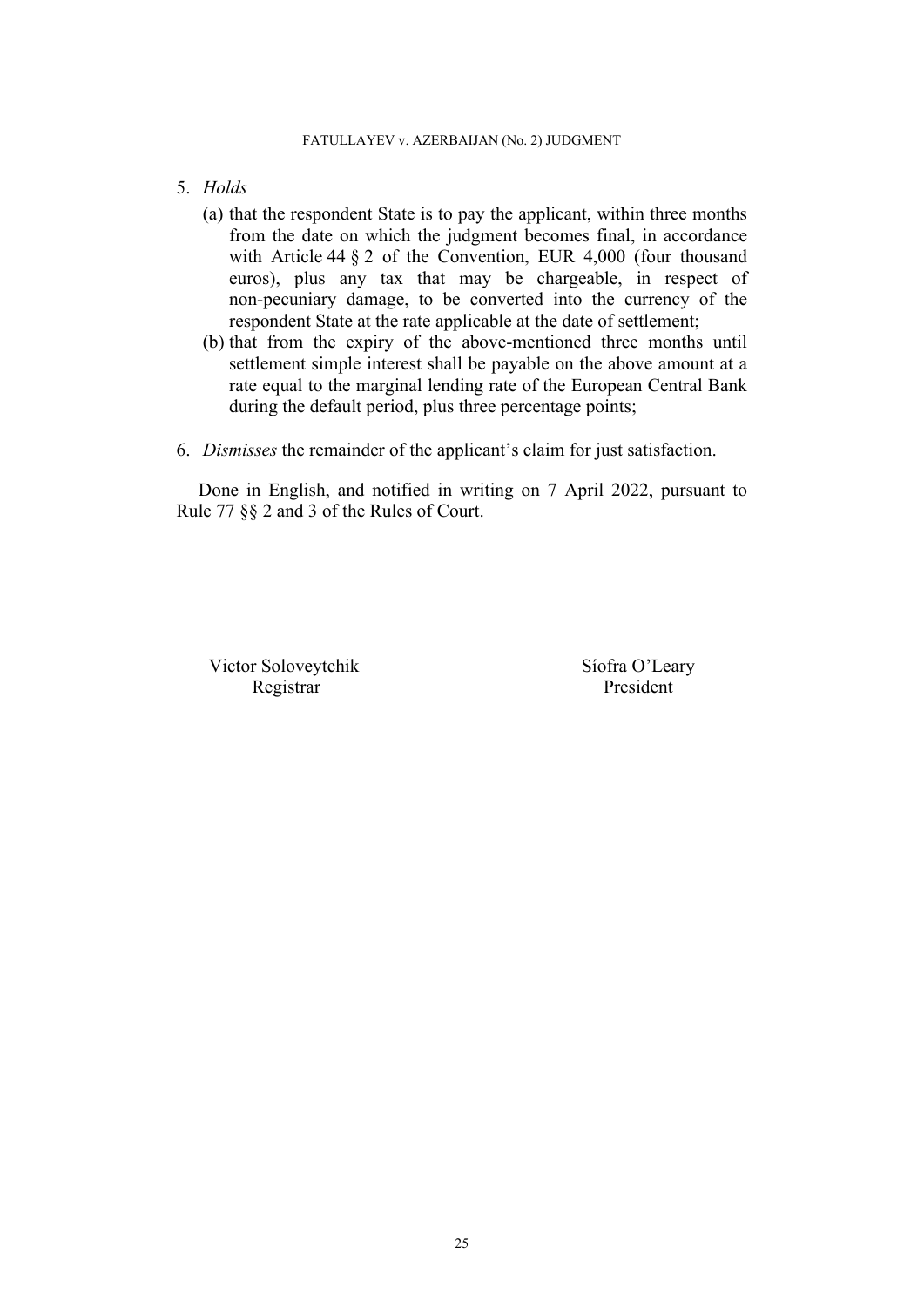5. *Holds*

   (a) that the respondent State is to pay the applicant, within three months from the date on which the judgment becomes final, in accordance with Article 44 § 2 of the Convention, EUR 4,000 (four thousand euros), plus any tax that may be chargeable, in respect of non-pecuniary damage, to be converted into the currency of the respondent State at the rate applicable at the date of settlement;

   (b) that from the expiry of the above-mentioned three months until settlement simple interest shall be payable on the above amount at a rate equal to the marginal lending rate of the European Central Bank during the default period, plus three percentage points;

6. *Dismisses* the remainder of the applicant's claim for just satisfaction.

Done in English, and notified in writing on 7 April 2022, pursuant to Rule 77 §§ 2 and 3 of the Rules of Court.

| | |
|---|---|
| Victor Soloveytchik<br>Registrar | Síofra O'Leary<br>President |